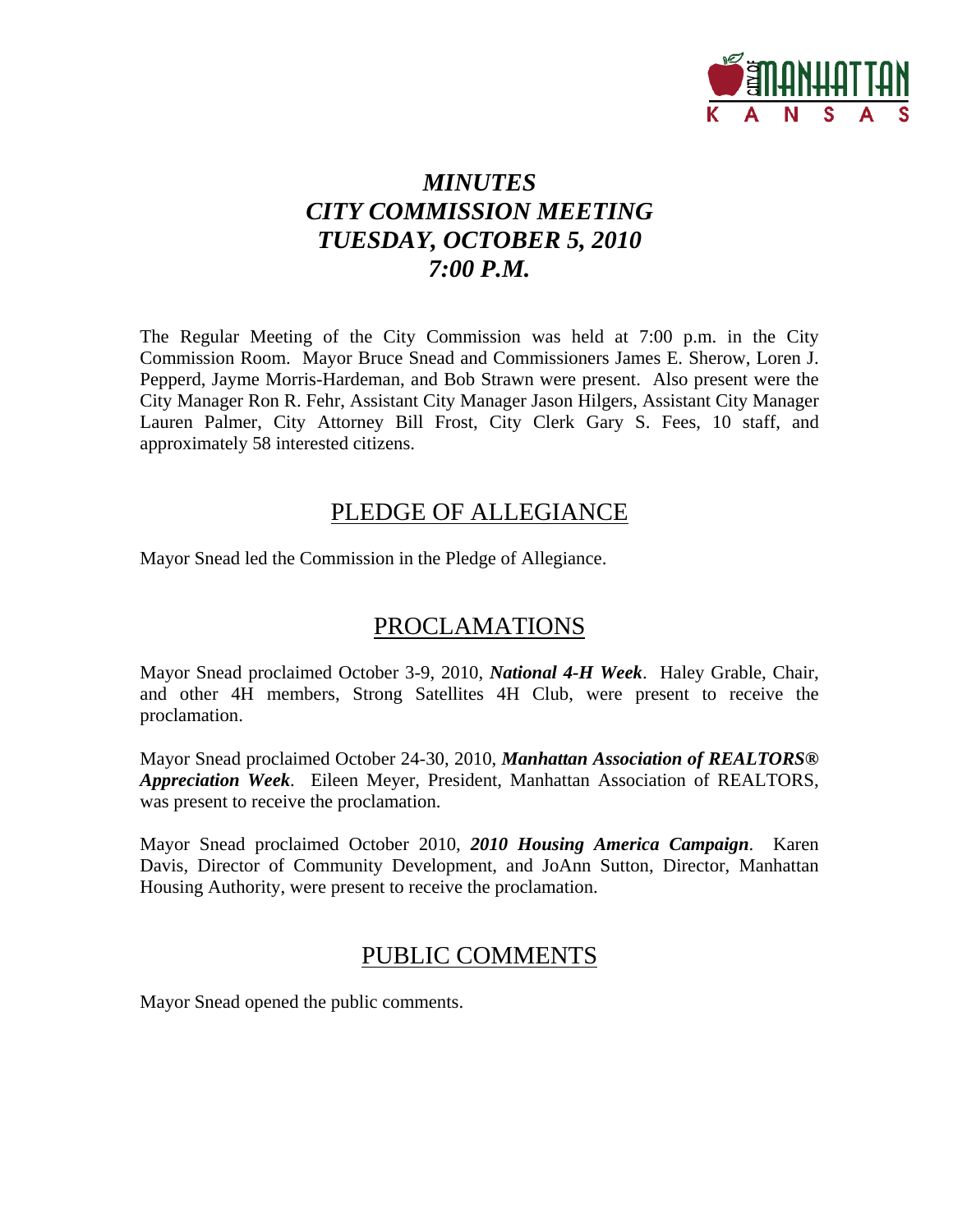# *MINUTES*
# *CITY COMMISSION MEETING*
# *TUESDAY, OCTOBER 5, 2010*
# *7:00 P.M.*

The Regular Meeting of the City Commission was held at 7:00 p.m. in the City Commission Room. Mayor Bruce Snead and Commissioners James E. Sherow, Loren J. Pepperd, Jayme Morris-Hardeman, and Bob Strawn were present. Also present were the City Manager Ron R. Fehr, Assistant City Manager Jason Hilgers, Assistant City Manager Lauren Palmer, City Attorney Bill Frost, City Clerk Gary S. Fees, 10 staff, and approximately 58 interested citizens.

## PLEDGE OF ALLEGIANCE

Mayor Snead led the Commission in the Pledge of Allegiance.

## PROCLAMATIONS

Mayor Snead proclaimed October 3-9, 2010, ***National 4-H Week***. Haley Grable, Chair, and other 4H members, Strong Satellites 4H Club, were present to receive the proclamation.

Mayor Snead proclaimed October 24-30, 2010, ***Manhattan Association of REALTORS® Appreciation Week***. Eileen Meyer, President, Manhattan Association of REALTORS, was present to receive the proclamation.

Mayor Snead proclaimed October 2010, ***2010 Housing America Campaign***. Karen Davis, Director of Community Development, and JoAnn Sutton, Director, Manhattan Housing Authority, were present to receive the proclamation.

## PUBLIC COMMENTS

Mayor Snead opened the public comments.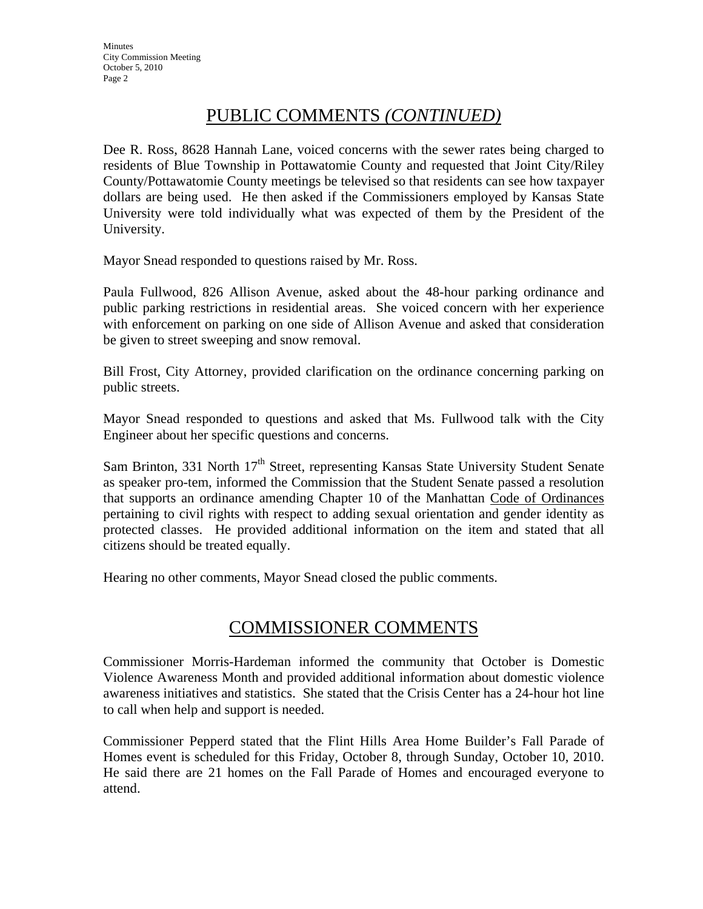## PUBLIC COMMENTS *(CONTINUED)*

Dee R. Ross, 8628 Hannah Lane, voiced concerns with the sewer rates being charged to residents of Blue Township in Pottawatomie County and requested that Joint City/Riley County/Pottawatomie County meetings be televised so that residents can see how taxpayer dollars are being used. He then asked if the Commissioners employed by Kansas State University were told individually what was expected of them by the President of the University.

Mayor Snead responded to questions raised by Mr. Ross.

Paula Fullwood, 826 Allison Avenue, asked about the 48-hour parking ordinance and public parking restrictions in residential areas. She voiced concern with her experience with enforcement on parking on one side of Allison Avenue and asked that consideration be given to street sweeping and snow removal.

Bill Frost, City Attorney, provided clarification on the ordinance concerning parking on public streets.

Mayor Snead responded to questions and asked that Ms. Fullwood talk with the City Engineer about her specific questions and concerns.

Sam Brinton, 331 North 17th Street, representing Kansas State University Student Senate as speaker pro-tem, informed the Commission that the Student Senate passed a resolution that supports an ordinance amending Chapter 10 of the Manhattan Code of Ordinances pertaining to civil rights with respect to adding sexual orientation and gender identity as protected classes. He provided additional information on the item and stated that all citizens should be treated equally.

Hearing no other comments, Mayor Snead closed the public comments.

## COMMISSIONER COMMENTS

Commissioner Morris-Hardeman informed the community that October is Domestic Violence Awareness Month and provided additional information about domestic violence awareness initiatives and statistics. She stated that the Crisis Center has a 24-hour hot line to call when help and support is needed.

Commissioner Pepperd stated that the Flint Hills Area Home Builder's Fall Parade of Homes event is scheduled for this Friday, October 8, through Sunday, October 10, 2010. He said there are 21 homes on the Fall Parade of Homes and encouraged everyone to attend.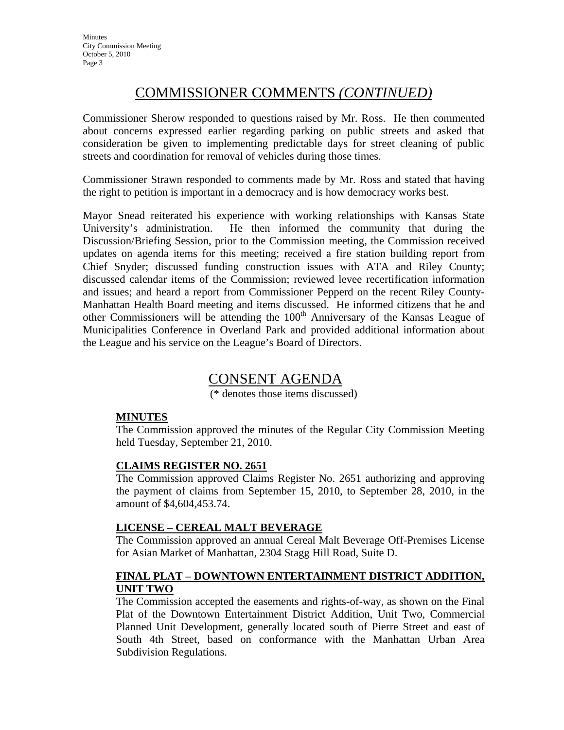# COMMISSIONER COMMENTS *(CONTINUED)*

Commissioner Sherow responded to questions raised by Mr. Ross. He then commented about concerns expressed earlier regarding parking on public streets and asked that consideration be given to implementing predictable days for street cleaning of public streets and coordination for removal of vehicles during those times.

Commissioner Strawn responded to comments made by Mr. Ross and stated that having the right to petition is important in a democracy and is how democracy works best.

Mayor Snead reiterated his experience with working relationships with Kansas State University's administration. He then informed the community that during the Discussion/Briefing Session, prior to the Commission meeting, the Commission received updates on agenda items for this meeting; received a fire station building report from Chief Snyder; discussed funding construction issues with ATA and Riley County; discussed calendar items of the Commission; reviewed levee recertification information and issues; and heard a report from Commissioner Pepperd on the recent Riley County-Manhattan Health Board meeting and items discussed. He informed citizens that he and other Commissioners will be attending the 100th Anniversary of the Kansas League of Municipalities Conference in Overland Park and provided additional information about the League and his service on the League's Board of Directors.

# CONSENT AGENDA

(* denotes those items discussed)

**MINUTES**

The Commission approved the minutes of the Regular City Commission Meeting held Tuesday, September 21, 2010.

**CLAIMS REGISTER NO. 2651**

The Commission approved Claims Register No. 2651 authorizing and approving the payment of claims from September 15, 2010, to September 28, 2010, in the amount of $4,604,453.74.

**LICENSE – CEREAL MALT BEVERAGE**

The Commission approved an annual Cereal Malt Beverage Off-Premises License for Asian Market of Manhattan, 2304 Stagg Hill Road, Suite D.

**FINAL PLAT – DOWNTOWN ENTERTAINMENT DISTRICT ADDITION, UNIT TWO**

The Commission accepted the easements and rights-of-way, as shown on the Final Plat of the Downtown Entertainment District Addition, Unit Two, Commercial Planned Unit Development, generally located south of Pierre Street and east of South 4th Street, based on conformance with the Manhattan Urban Area Subdivision Regulations.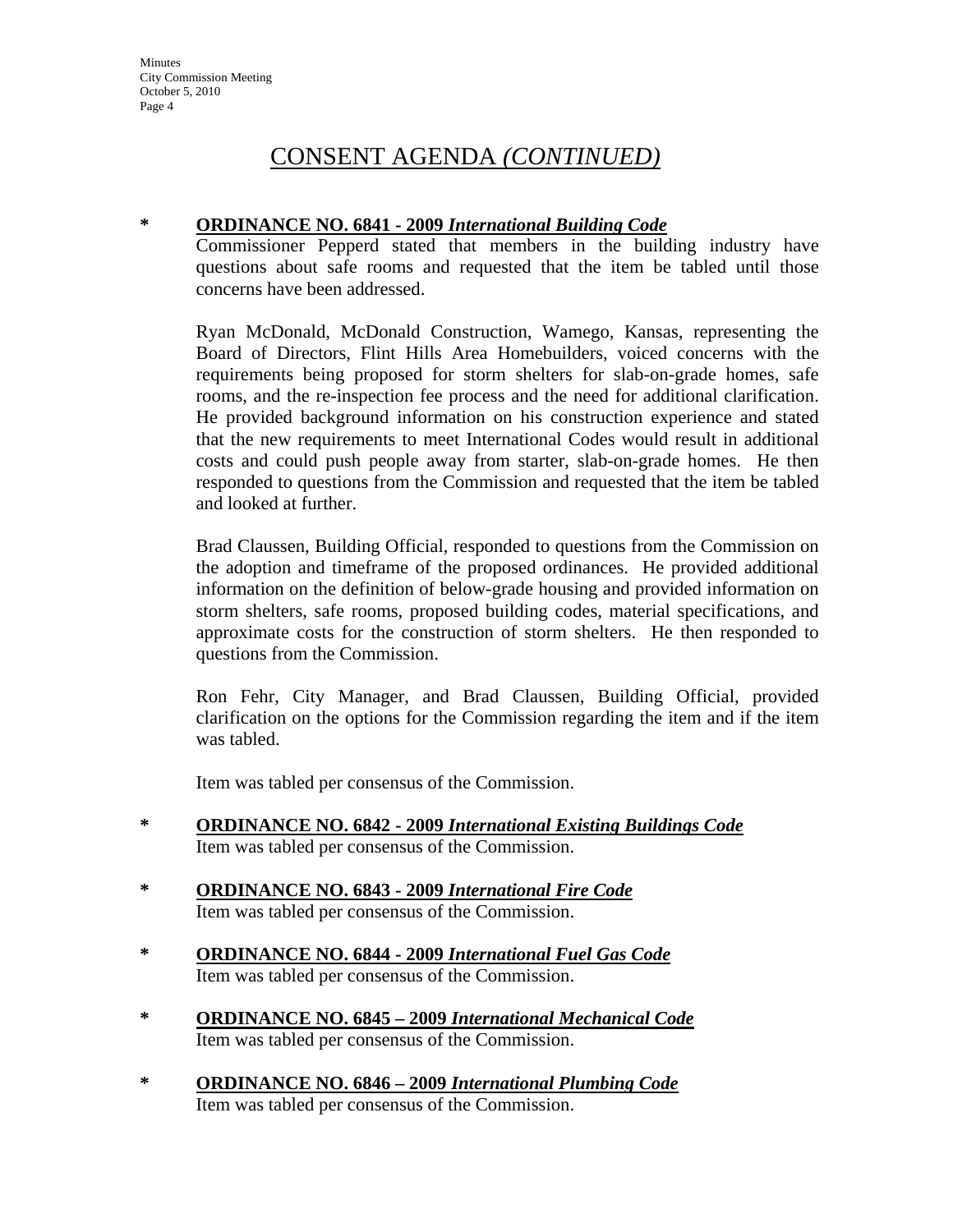# CONSENT AGENDA *(CONTINUED)*

**\* ORDINANCE NO. 6841 - 2009 *International Building Code***

Commissioner Pepperd stated that members in the building industry have questions about safe rooms and requested that the item be tabled until those concerns have been addressed.

Ryan McDonald, McDonald Construction, Wamego, Kansas, representing the Board of Directors, Flint Hills Area Homebuilders, voiced concerns with the requirements being proposed for storm shelters for slab-on-grade homes, safe rooms, and the re-inspection fee process and the need for additional clarification. He provided background information on his construction experience and stated that the new requirements to meet International Codes would result in additional costs and could push people away from starter, slab-on-grade homes. He then responded to questions from the Commission and requested that the item be tabled and looked at further.

Brad Claussen, Building Official, responded to questions from the Commission on the adoption and timeframe of the proposed ordinances. He provided additional information on the definition of below-grade housing and provided information on storm shelters, safe rooms, proposed building codes, material specifications, and approximate costs for the construction of storm shelters. He then responded to questions from the Commission.

Ron Fehr, City Manager, and Brad Claussen, Building Official, provided clarification on the options for the Commission regarding the item and if the item was tabled.

Item was tabled per consensus of the Commission.

**\* ORDINANCE NO. 6842 - 2009 *International Existing Buildings Code***

Item was tabled per consensus of the Commission.

**\* ORDINANCE NO. 6843 - 2009 *International Fire Code***

Item was tabled per consensus of the Commission.

**\* ORDINANCE NO. 6844 - 2009 *International Fuel Gas Code***

Item was tabled per consensus of the Commission.

**\* ORDINANCE NO. 6845 – 2009 *International Mechanical Code***

Item was tabled per consensus of the Commission.

**\* ORDINANCE NO. 6846 – 2009 *International Plumbing Code***

Item was tabled per consensus of the Commission.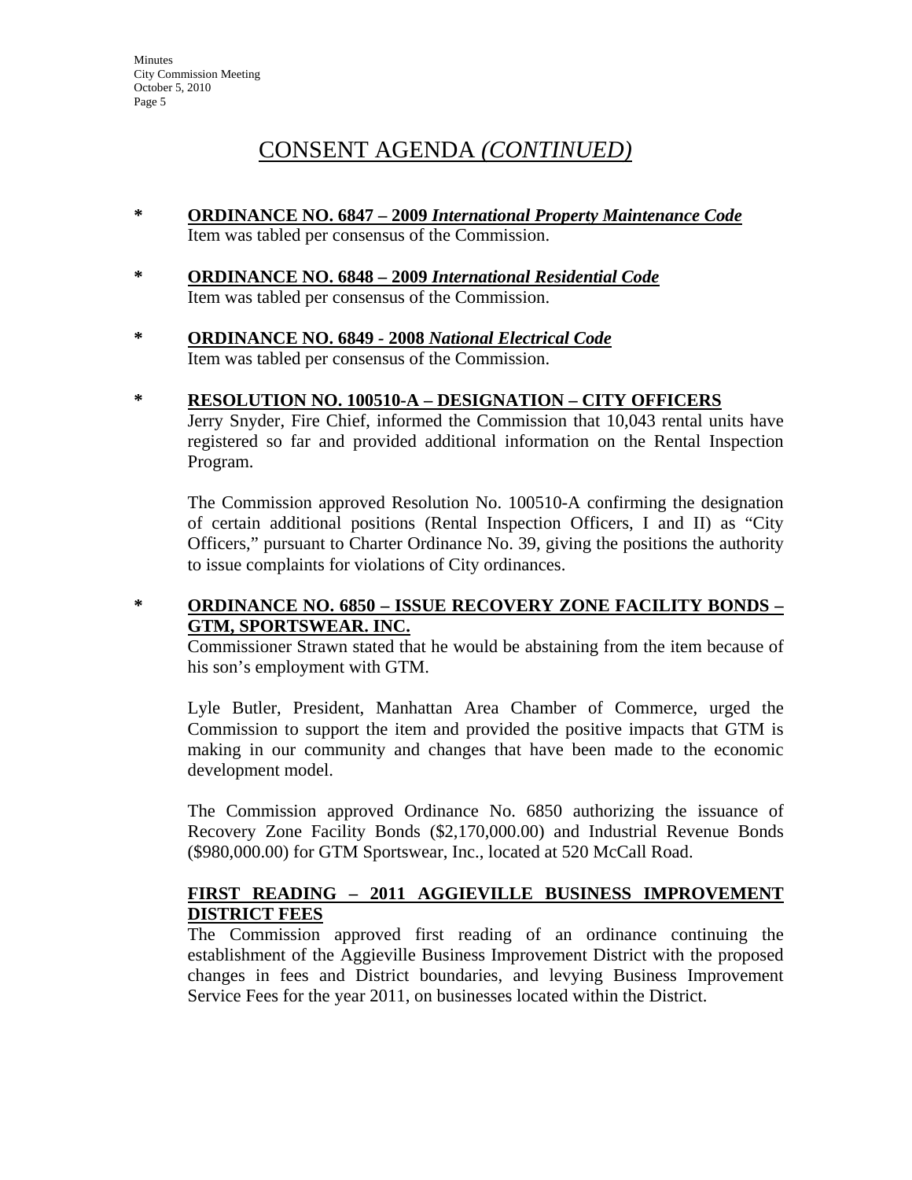# CONSENT AGENDA *(CONTINUED)*

\* **<u>ORDINANCE NO. 6847 – 2009 *International Property Maintenance Code*</u>**
Item was tabled per consensus of the Commission.

\* **<u>ORDINANCE NO. 6848 – 2009 *International Residential Code*</u>**
Item was tabled per consensus of the Commission.

\* **<u>ORDINANCE NO. 6849 - 2008 *National Electrical Code*</u>**
Item was tabled per consensus of the Commission.

\* **<u>RESOLUTION NO. 100510-A – DESIGNATION – CITY OFFICERS</u>**
Jerry Snyder, Fire Chief, informed the Commission that 10,043 rental units have registered so far and provided additional information on the Rental Inspection Program.

The Commission approved Resolution No. 100510-A confirming the designation of certain additional positions (Rental Inspection Officers, I and II) as "City Officers," pursuant to Charter Ordinance No. 39, giving the positions the authority to issue complaints for violations of City ordinances.

\* **<u>ORDINANCE NO. 6850 – ISSUE RECOVERY ZONE FACILITY BONDS – GTM, SPORTSWEAR. INC.</u>**
Commissioner Strawn stated that he would be abstaining from the item because of his son's employment with GTM.

Lyle Butler, President, Manhattan Area Chamber of Commerce, urged the Commission to support the item and provided the positive impacts that GTM is making in our community and changes that have been made to the economic development model.

The Commission approved Ordinance No. 6850 authorizing the issuance of Recovery Zone Facility Bonds ($2,170,000.00) and Industrial Revenue Bonds ($980,000.00) for GTM Sportswear, Inc., located at 520 McCall Road.

**<u>FIRST READING – 2011 AGGIEVILLE BUSINESS IMPROVEMENT DISTRICT FEES</u>**
The Commission approved first reading of an ordinance continuing the establishment of the Aggieville Business Improvement District with the proposed changes in fees and District boundaries, and levying Business Improvement Service Fees for the year 2011, on businesses located within the District.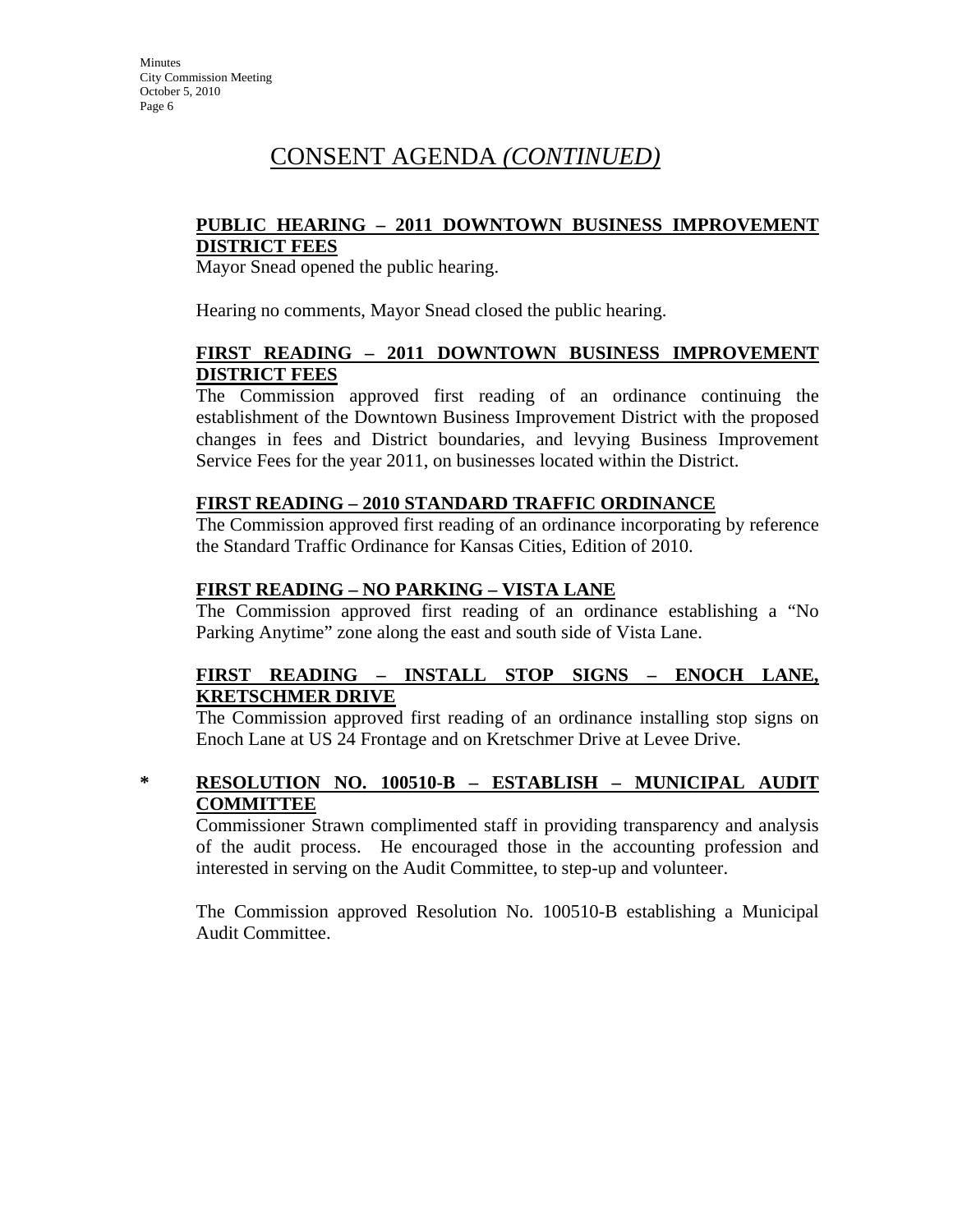# CONSENT AGENDA *(CONTINUED)*

**PUBLIC HEARING – 2011 DOWNTOWN BUSINESS IMPROVEMENT DISTRICT FEES**

Mayor Snead opened the public hearing.

Hearing no comments, Mayor Snead closed the public hearing.

**FIRST READING – 2011 DOWNTOWN BUSINESS IMPROVEMENT DISTRICT FEES**

The Commission approved first reading of an ordinance continuing the establishment of the Downtown Business Improvement District with the proposed changes in fees and District boundaries, and levying Business Improvement Service Fees for the year 2011, on businesses located within the District.

**FIRST READING – 2010 STANDARD TRAFFIC ORDINANCE**

The Commission approved first reading of an ordinance incorporating by reference the Standard Traffic Ordinance for Kansas Cities, Edition of 2010.

**FIRST READING – NO PARKING – VISTA LANE**

The Commission approved first reading of an ordinance establishing a "No Parking Anytime" zone along the east and south side of Vista Lane.

**FIRST READING – INSTALL STOP SIGNS – ENOCH LANE, KRETSCHMER DRIVE**

The Commission approved first reading of an ordinance installing stop signs on Enoch Lane at US 24 Frontage and on Kretschmer Drive at Levee Drive.

\* **RESOLUTION NO. 100510-B – ESTABLISH – MUNICIPAL AUDIT COMMITTEE**

Commissioner Strawn complimented staff in providing transparency and analysis of the audit process. He encouraged those in the accounting profession and interested in serving on the Audit Committee, to step-up and volunteer.

The Commission approved Resolution No. 100510-B establishing a Municipal Audit Committee.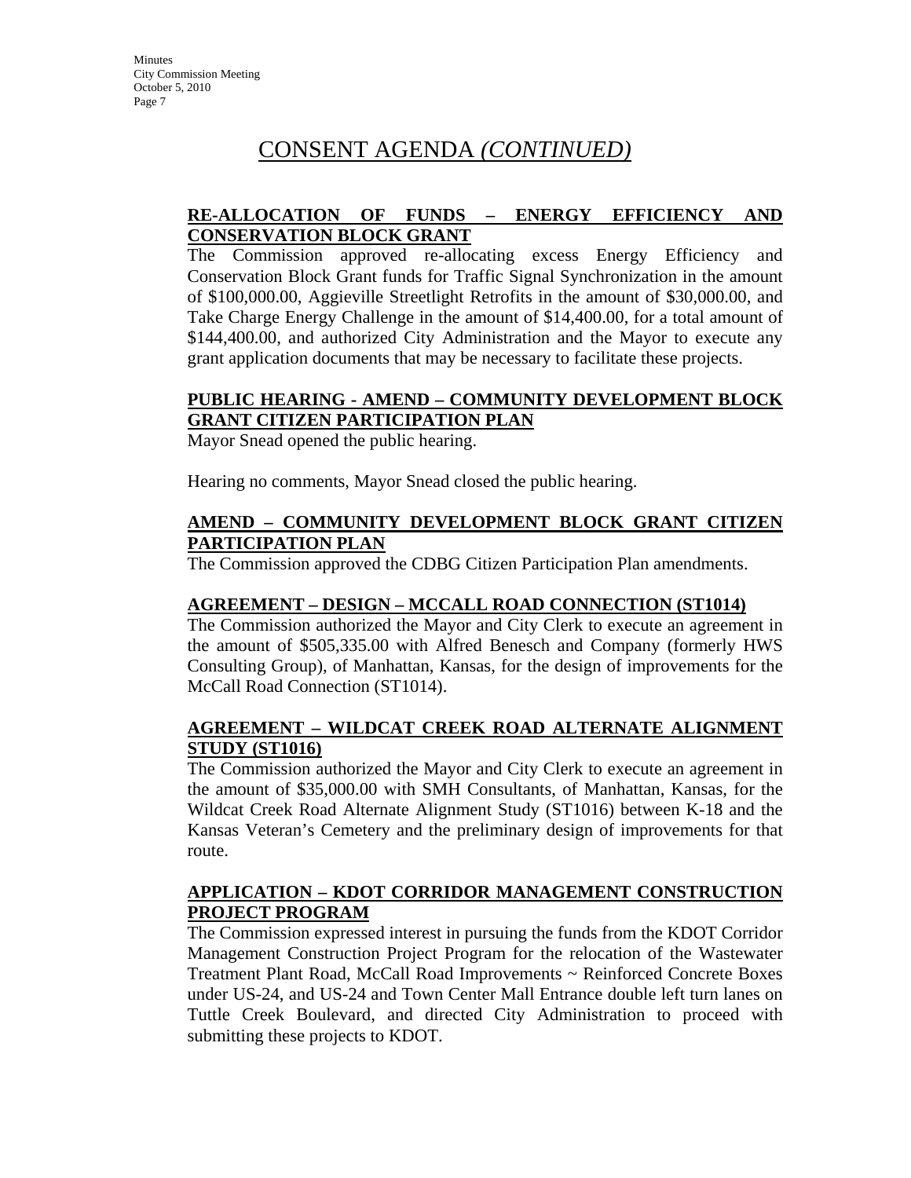# CONSENT AGENDA *(CONTINUED)*

**RE-ALLOCATION OF FUNDS – ENERGY EFFICIENCY AND CONSERVATION BLOCK GRANT**

The Commission approved re-allocating excess Energy Efficiency and Conservation Block Grant funds for Traffic Signal Synchronization in the amount of $100,000.00, Aggieville Streetlight Retrofits in the amount of $30,000.00, and Take Charge Energy Challenge in the amount of $14,400.00, for a total amount of $144,400.00, and authorized City Administration and the Mayor to execute any grant application documents that may be necessary to facilitate these projects.

**PUBLIC HEARING - AMEND – COMMUNITY DEVELOPMENT BLOCK GRANT CITIZEN PARTICIPATION PLAN**

Mayor Snead opened the public hearing.

Hearing no comments, Mayor Snead closed the public hearing.

**AMEND – COMMUNITY DEVELOPMENT BLOCK GRANT CITIZEN PARTICIPATION PLAN**

The Commission approved the CDBG Citizen Participation Plan amendments.

**AGREEMENT – DESIGN – MCCALL ROAD CONNECTION (ST1014)**

The Commission authorized the Mayor and City Clerk to execute an agreement in the amount of $505,335.00 with Alfred Benesch and Company (formerly HWS Consulting Group), of Manhattan, Kansas, for the design of improvements for the McCall Road Connection (ST1014).

**AGREEMENT – WILDCAT CREEK ROAD ALTERNATE ALIGNMENT STUDY (ST1016)**

The Commission authorized the Mayor and City Clerk to execute an agreement in the amount of $35,000.00 with SMH Consultants, of Manhattan, Kansas, for the Wildcat Creek Road Alternate Alignment Study (ST1016) between K-18 and the Kansas Veteran's Cemetery and the preliminary design of improvements for that route.

**APPLICATION – KDOT CORRIDOR MANAGEMENT CONSTRUCTION PROJECT PROGRAM**

The Commission expressed interest in pursuing the funds from the KDOT Corridor Management Construction Project Program for the relocation of the Wastewater Treatment Plant Road, McCall Road Improvements ~ Reinforced Concrete Boxes under US-24, and US-24 and Town Center Mall Entrance double left turn lanes on Tuttle Creek Boulevard, and directed City Administration to proceed with submitting these projects to KDOT.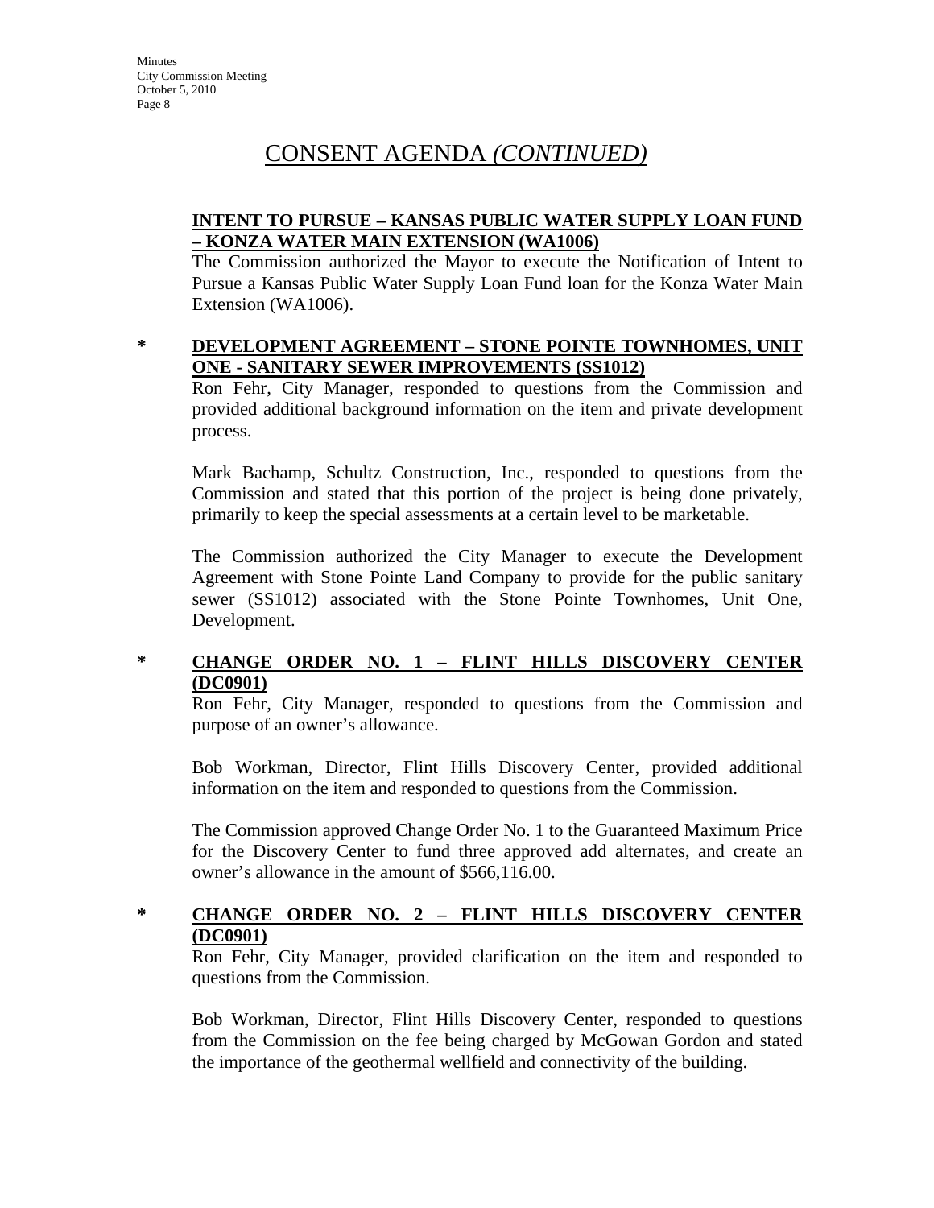# CONSENT AGENDA *(CONTINUED)*

**INTENT TO PURSUE – KANSAS PUBLIC WATER SUPPLY LOAN FUND – KONZA WATER MAIN EXTENSION (WA1006)**

The Commission authorized the Mayor to execute the Notification of Intent to Pursue a Kansas Public Water Supply Loan Fund loan for the Konza Water Main Extension (WA1006).

\* **DEVELOPMENT AGREEMENT – STONE POINTE TOWNHOMES, UNIT ONE - SANITARY SEWER IMPROVEMENTS (SS1012)**

Ron Fehr, City Manager, responded to questions from the Commission and provided additional background information on the item and private development process.

Mark Bachamp, Schultz Construction, Inc., responded to questions from the Commission and stated that this portion of the project is being done privately, primarily to keep the special assessments at a certain level to be marketable.

The Commission authorized the City Manager to execute the Development Agreement with Stone Pointe Land Company to provide for the public sanitary sewer (SS1012) associated with the Stone Pointe Townhomes, Unit One, Development.

\* **CHANGE ORDER NO. 1 – FLINT HILLS DISCOVERY CENTER (DC0901)**

Ron Fehr, City Manager, responded to questions from the Commission and purpose of an owner's allowance.

Bob Workman, Director, Flint Hills Discovery Center, provided additional information on the item and responded to questions from the Commission.

The Commission approved Change Order No. 1 to the Guaranteed Maximum Price for the Discovery Center to fund three approved add alternates, and create an owner's allowance in the amount of $566,116.00.

\* **CHANGE ORDER NO. 2 – FLINT HILLS DISCOVERY CENTER (DC0901)**

Ron Fehr, City Manager, provided clarification on the item and responded to questions from the Commission.

Bob Workman, Director, Flint Hills Discovery Center, responded to questions from the Commission on the fee being charged by McGowan Gordon and stated the importance of the geothermal wellfield and connectivity of the building.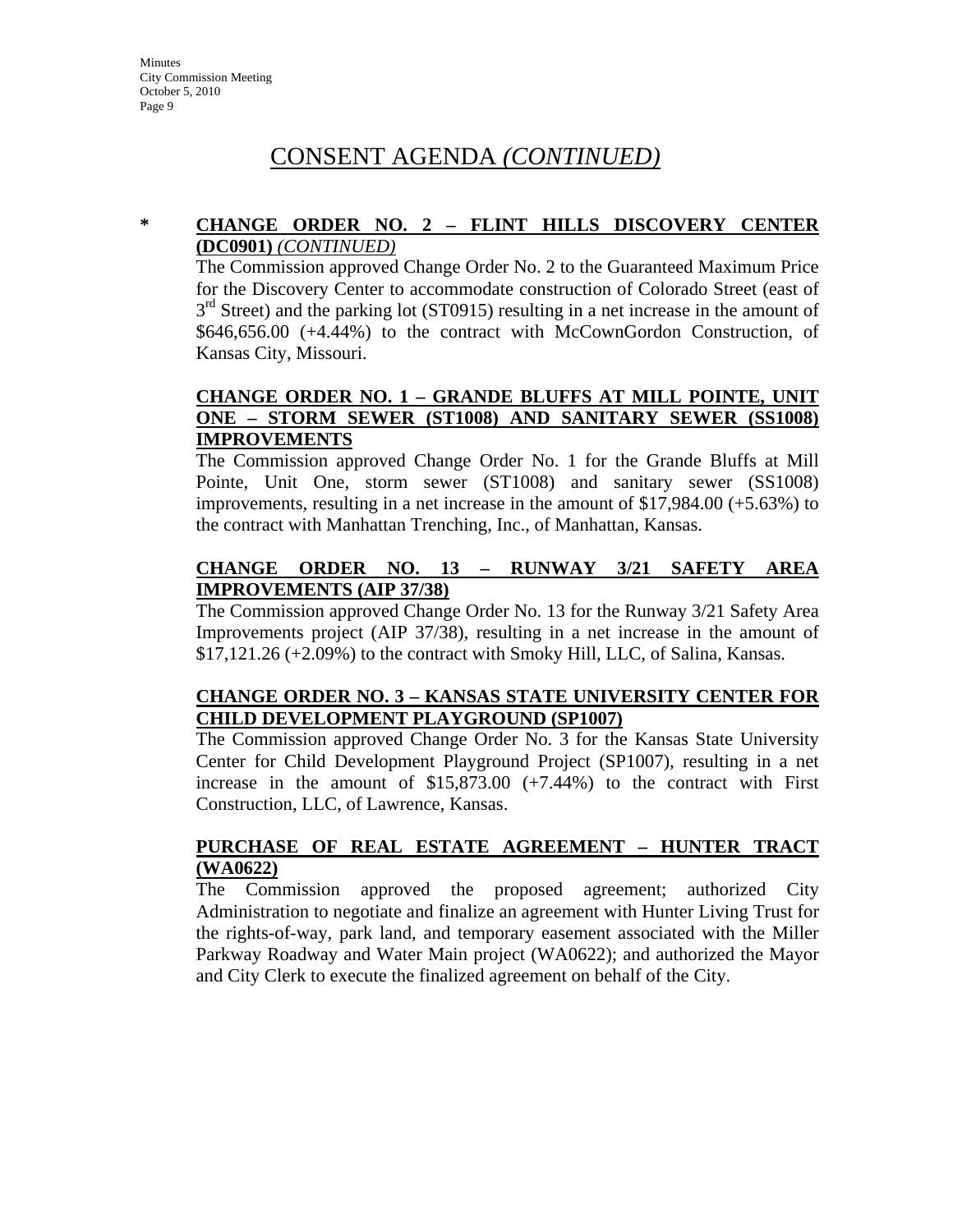# CONSENT AGENDA *(CONTINUED)*

**\* CHANGE ORDER NO. 2 – FLINT HILLS DISCOVERY CENTER (DC0901)** *(CONTINUED)*

The Commission approved Change Order No. 2 to the Guaranteed Maximum Price for the Discovery Center to accommodate construction of Colorado Street (east of 3rd Street) and the parking lot (ST0915) resulting in a net increase in the amount of $646,656.00 (+4.44%) to the contract with McCownGordon Construction, of Kansas City, Missouri.

**CHANGE ORDER NO. 1 – GRANDE BLUFFS AT MILL POINTE, UNIT ONE – STORM SEWER (ST1008) AND SANITARY SEWER (SS1008) IMPROVEMENTS**

The Commission approved Change Order No. 1 for the Grande Bluffs at Mill Pointe, Unit One, storm sewer (ST1008) and sanitary sewer (SS1008) improvements, resulting in a net increase in the amount of $17,984.00 (+5.63%) to the contract with Manhattan Trenching, Inc., of Manhattan, Kansas.

**CHANGE ORDER NO. 13 – RUNWAY 3/21 SAFETY AREA IMPROVEMENTS (AIP 37/38)**

The Commission approved Change Order No. 13 for the Runway 3/21 Safety Area Improvements project (AIP 37/38), resulting in a net increase in the amount of $17,121.26 (+2.09%) to the contract with Smoky Hill, LLC, of Salina, Kansas.

**CHANGE ORDER NO. 3 – KANSAS STATE UNIVERSITY CENTER FOR CHILD DEVELOPMENT PLAYGROUND (SP1007)**

The Commission approved Change Order No. 3 for the Kansas State University Center for Child Development Playground Project (SP1007), resulting in a net increase in the amount of $15,873.00 (+7.44%) to the contract with First Construction, LLC, of Lawrence, Kansas.

**PURCHASE OF REAL ESTATE AGREEMENT – HUNTER TRACT (WA0622)**

The Commission approved the proposed agreement; authorized City Administration to negotiate and finalize an agreement with Hunter Living Trust for the rights-of-way, park land, and temporary easement associated with the Miller Parkway Roadway and Water Main project (WA0622); and authorized the Mayor and City Clerk to execute the finalized agreement on behalf of the City.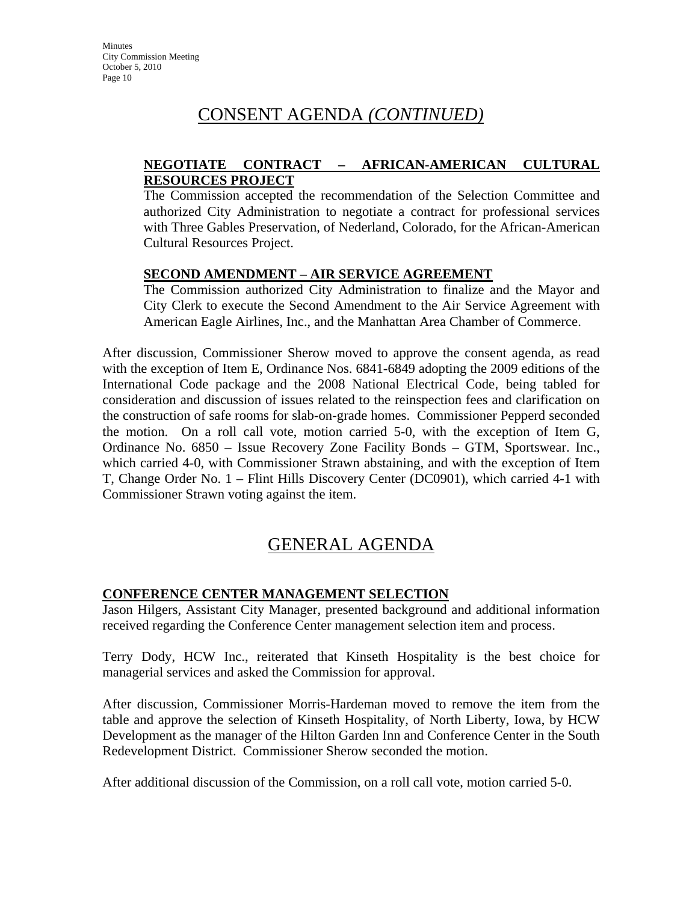# CONSENT AGENDA *(CONTINUED)*

**NEGOTIATE CONTRACT – AFRICAN-AMERICAN CULTURAL RESOURCES PROJECT**

The Commission accepted the recommendation of the Selection Committee and authorized City Administration to negotiate a contract for professional services with Three Gables Preservation, of Nederland, Colorado, for the African-American Cultural Resources Project.

**SECOND AMENDMENT – AIR SERVICE AGREEMENT**

The Commission authorized City Administration to finalize and the Mayor and City Clerk to execute the Second Amendment to the Air Service Agreement with American Eagle Airlines, Inc., and the Manhattan Area Chamber of Commerce.

After discussion, Commissioner Sherow moved to approve the consent agenda, as read with the exception of Item E, Ordinance Nos. 6841-6849 adopting the 2009 editions of the International Code package and the 2008 National Electrical Code, being tabled for consideration and discussion of issues related to the reinspection fees and clarification on the construction of safe rooms for slab-on-grade homes. Commissioner Pepperd seconded the motion. On a roll call vote, motion carried 5-0, with the exception of Item G, Ordinance No. 6850 – Issue Recovery Zone Facility Bonds – GTM, Sportswear. Inc., which carried 4-0, with Commissioner Strawn abstaining, and with the exception of Item T, Change Order No. 1 – Flint Hills Discovery Center (DC0901), which carried 4-1 with Commissioner Strawn voting against the item.

# GENERAL AGENDA

**CONFERENCE CENTER MANAGEMENT SELECTION**

Jason Hilgers, Assistant City Manager, presented background and additional information received regarding the Conference Center management selection item and process.

Terry Dody, HCW Inc., reiterated that Kinseth Hospitality is the best choice for managerial services and asked the Commission for approval.

After discussion, Commissioner Morris-Hardeman moved to remove the item from the table and approve the selection of Kinseth Hospitality, of North Liberty, Iowa, by HCW Development as the manager of the Hilton Garden Inn and Conference Center in the South Redevelopment District. Commissioner Sherow seconded the motion.

After additional discussion of the Commission, on a roll call vote, motion carried 5-0.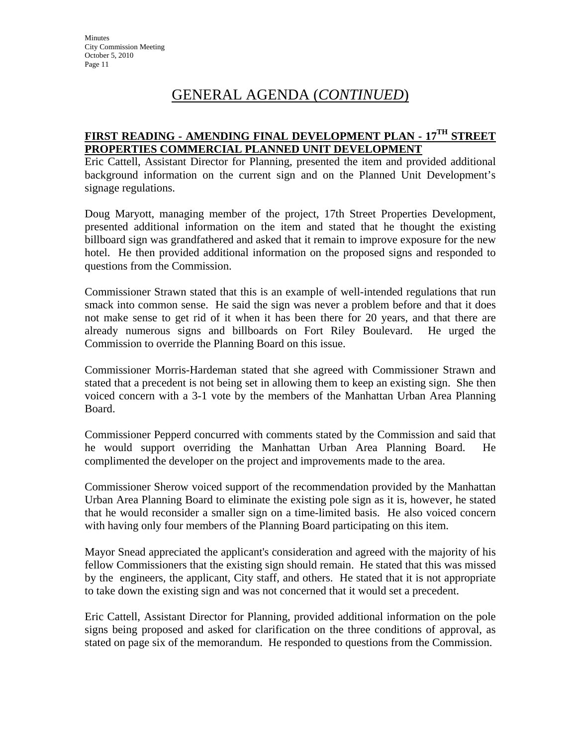# GENERAL AGENDA (*CONTINUED*)

## FIRST READING - AMENDING FINAL DEVELOPMENT PLAN - 17TH STREET PROPERTIES COMMERCIAL PLANNED UNIT DEVELOPMENT

Eric Cattell, Assistant Director for Planning, presented the item and provided additional background information on the current sign and on the Planned Unit Development's signage regulations.

Doug Maryott, managing member of the project, 17th Street Properties Development, presented additional information on the item and stated that he thought the existing billboard sign was grandfathered and asked that it remain to improve exposure for the new hotel. He then provided additional information on the proposed signs and responded to questions from the Commission.

Commissioner Strawn stated that this is an example of well-intended regulations that run smack into common sense. He said the sign was never a problem before and that it does not make sense to get rid of it when it has been there for 20 years, and that there are already numerous signs and billboards on Fort Riley Boulevard. He urged the Commission to override the Planning Board on this issue.

Commissioner Morris-Hardeman stated that she agreed with Commissioner Strawn and stated that a precedent is not being set in allowing them to keep an existing sign. She then voiced concern with a 3-1 vote by the members of the Manhattan Urban Area Planning Board.

Commissioner Pepperd concurred with comments stated by the Commission and said that he would support overriding the Manhattan Urban Area Planning Board. He complimented the developer on the project and improvements made to the area.

Commissioner Sherow voiced support of the recommendation provided by the Manhattan Urban Area Planning Board to eliminate the existing pole sign as it is, however, he stated that he would reconsider a smaller sign on a time-limited basis. He also voiced concern with having only four members of the Planning Board participating on this item.

Mayor Snead appreciated the applicant's consideration and agreed with the majority of his fellow Commissioners that the existing sign should remain. He stated that this was missed by the engineers, the applicant, City staff, and others. He stated that it is not appropriate to take down the existing sign and was not concerned that it would set a precedent.

Eric Cattell, Assistant Director for Planning, provided additional information on the pole signs being proposed and asked for clarification on the three conditions of approval, as stated on page six of the memorandum. He responded to questions from the Commission.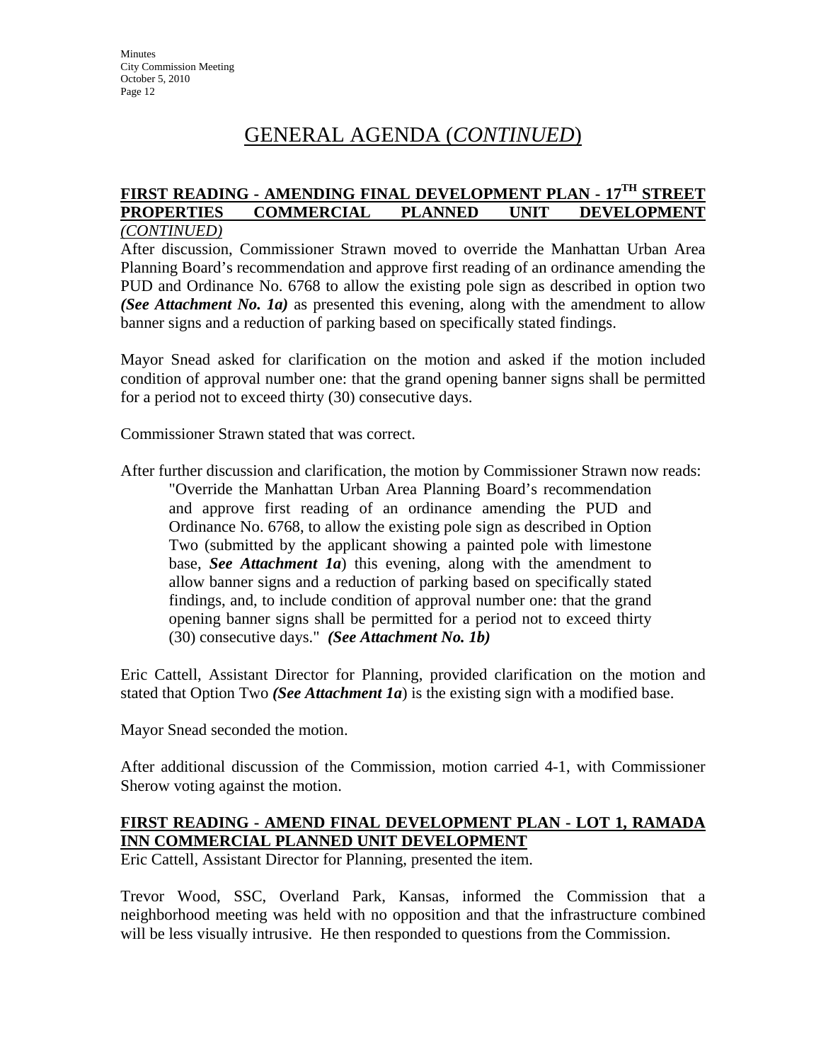# GENERAL AGENDA (*CONTINUED*)

## FIRST READING - AMENDING FINAL DEVELOPMENT PLAN - 17TH STREET PROPERTIES COMMERCIAL PLANNED UNIT DEVELOPMENT *(CONTINUED)*

After discussion, Commissioner Strawn moved to override the Manhattan Urban Area Planning Board's recommendation and approve first reading of an ordinance amending the PUD and Ordinance No. 6768 to allow the existing pole sign as described in option two ***(See Attachment No. 1a)*** as presented this evening, along with the amendment to allow banner signs and a reduction of parking based on specifically stated findings.

Mayor Snead asked for clarification on the motion and asked if the motion included condition of approval number one: that the grand opening banner signs shall be permitted for a period not to exceed thirty (30) consecutive days.

Commissioner Strawn stated that was correct.

After further discussion and clarification, the motion by Commissioner Strawn now reads:

> "Override the Manhattan Urban Area Planning Board's recommendation and approve first reading of an ordinance amending the PUD and Ordinance No. 6768, to allow the existing pole sign as described in Option Two (submitted by the applicant showing a painted pole with limestone base, ***See Attachment 1a***) this evening, along with the amendment to allow banner signs and a reduction of parking based on specifically stated findings, and, to include condition of approval number one: that the grand opening banner signs shall be permitted for a period not to exceed thirty (30) consecutive days." ***(See Attachment No. 1b)***

Eric Cattell, Assistant Director for Planning, provided clarification on the motion and stated that Option Two ***(See Attachment 1a)*** is the existing sign with a modified base.

Mayor Snead seconded the motion.

After additional discussion of the Commission, motion carried 4-1, with Commissioner Sherow voting against the motion.

## FIRST READING - AMEND FINAL DEVELOPMENT PLAN - LOT 1, RAMADA INN COMMERCIAL PLANNED UNIT DEVELOPMENT

Eric Cattell, Assistant Director for Planning, presented the item.

Trevor Wood, SSC, Overland Park, Kansas, informed the Commission that a neighborhood meeting was held with no opposition and that the infrastructure combined will be less visually intrusive. He then responded to questions from the Commission.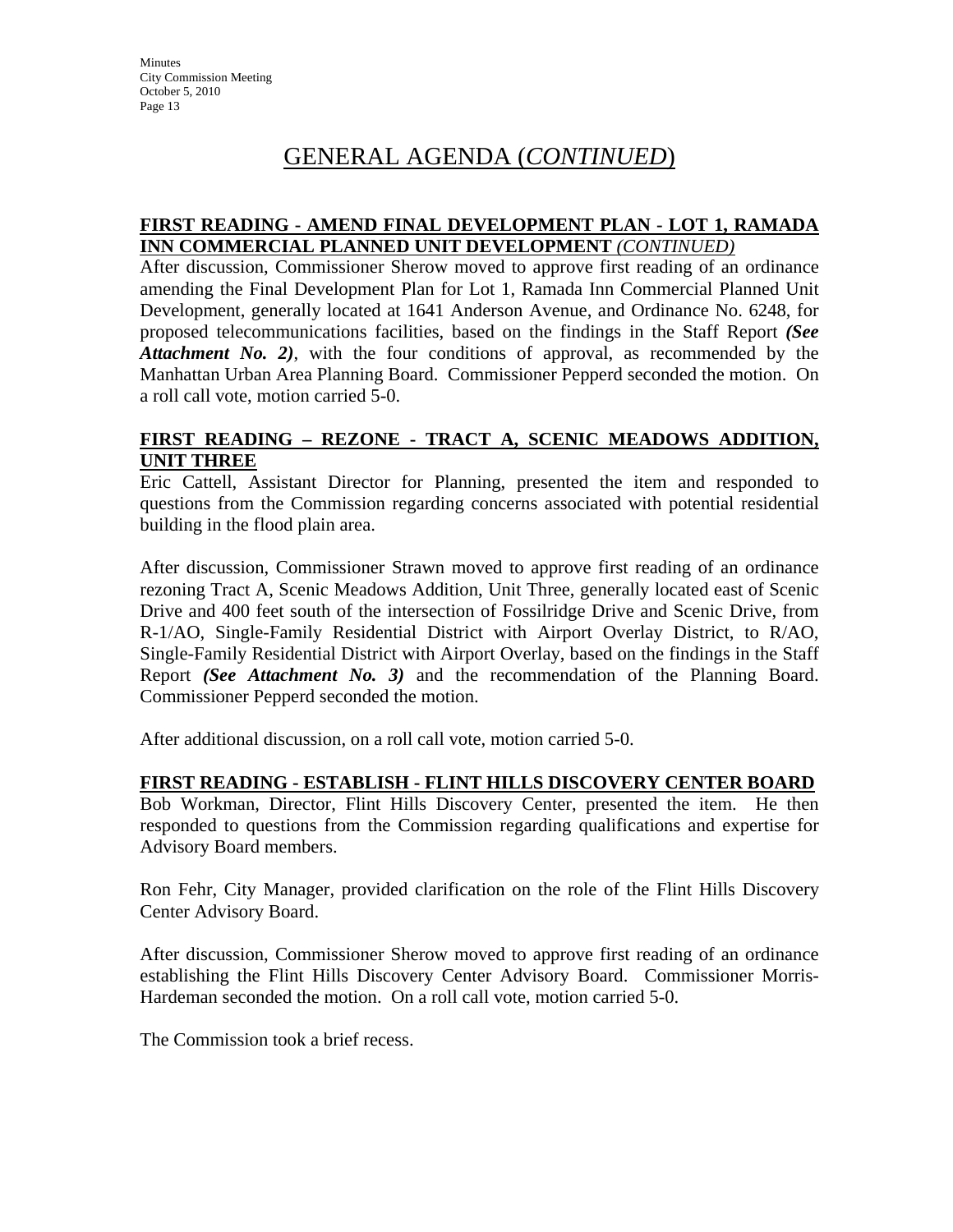# GENERAL AGENDA (*CONTINUED*)

**FIRST READING - AMEND FINAL DEVELOPMENT PLAN - LOT 1, RAMADA INN COMMERCIAL PLANNED UNIT DEVELOPMENT** *(CONTINUED)*

After discussion, Commissioner Sherow moved to approve first reading of an ordinance amending the Final Development Plan for Lot 1, Ramada Inn Commercial Planned Unit Development, generally located at 1641 Anderson Avenue, and Ordinance No. 6248, for proposed telecommunications facilities, based on the findings in the Staff Report ***(See Attachment No. 2)***, with the four conditions of approval, as recommended by the Manhattan Urban Area Planning Board. Commissioner Pepperd seconded the motion. On a roll call vote, motion carried 5-0.

**FIRST READING – REZONE - TRACT A, SCENIC MEADOWS ADDITION, UNIT THREE**

Eric Cattell, Assistant Director for Planning, presented the item and responded to questions from the Commission regarding concerns associated with potential residential building in the flood plain area.

After discussion, Commissioner Strawn moved to approve first reading of an ordinance rezoning Tract A, Scenic Meadows Addition, Unit Three, generally located east of Scenic Drive and 400 feet south of the intersection of Fossilridge Drive and Scenic Drive, from R-1/AO, Single-Family Residential District with Airport Overlay District, to R/AO, Single-Family Residential District with Airport Overlay, based on the findings in the Staff Report ***(See Attachment No. 3)*** and the recommendation of the Planning Board. Commissioner Pepperd seconded the motion.

After additional discussion, on a roll call vote, motion carried 5-0.

**FIRST READING - ESTABLISH - FLINT HILLS DISCOVERY CENTER BOARD**

Bob Workman, Director, Flint Hills Discovery Center, presented the item. He then responded to questions from the Commission regarding qualifications and expertise for Advisory Board members.

Ron Fehr, City Manager, provided clarification on the role of the Flint Hills Discovery Center Advisory Board.

After discussion, Commissioner Sherow moved to approve first reading of an ordinance establishing the Flint Hills Discovery Center Advisory Board. Commissioner Morris-Hardeman seconded the motion. On a roll call vote, motion carried 5-0.

The Commission took a brief recess.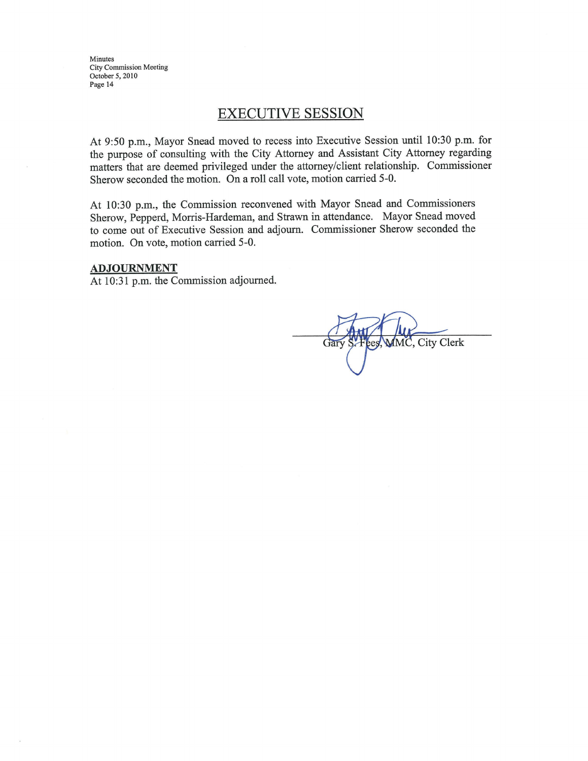## EXECUTIVE SESSION

At 9:50 p.m., Mayor Snead moved to recess into Executive Session until 10:30 p.m. for the purpose of consulting with the City Attorney and Assistant City Attorney regarding matters that are deemed privileged under the attorney/client relationship. Commissioner Sherow seconded the motion. On a roll call vote, motion carried 5-0.

At 10:30 p.m., the Commission reconvened with Mayor Snead and Commissioners Sherow, Pepperd, Morris-Hardeman, and Strawn in attendance. Mayor Snead moved to come out of Executive Session and adjourn. Commissioner Sherow seconded the motion. On vote, motion carried 5-0.

**ADJOURNMENT**

At 10:31 p.m. the Commission adjourned.

Gary S. Fees, MMC, City Clerk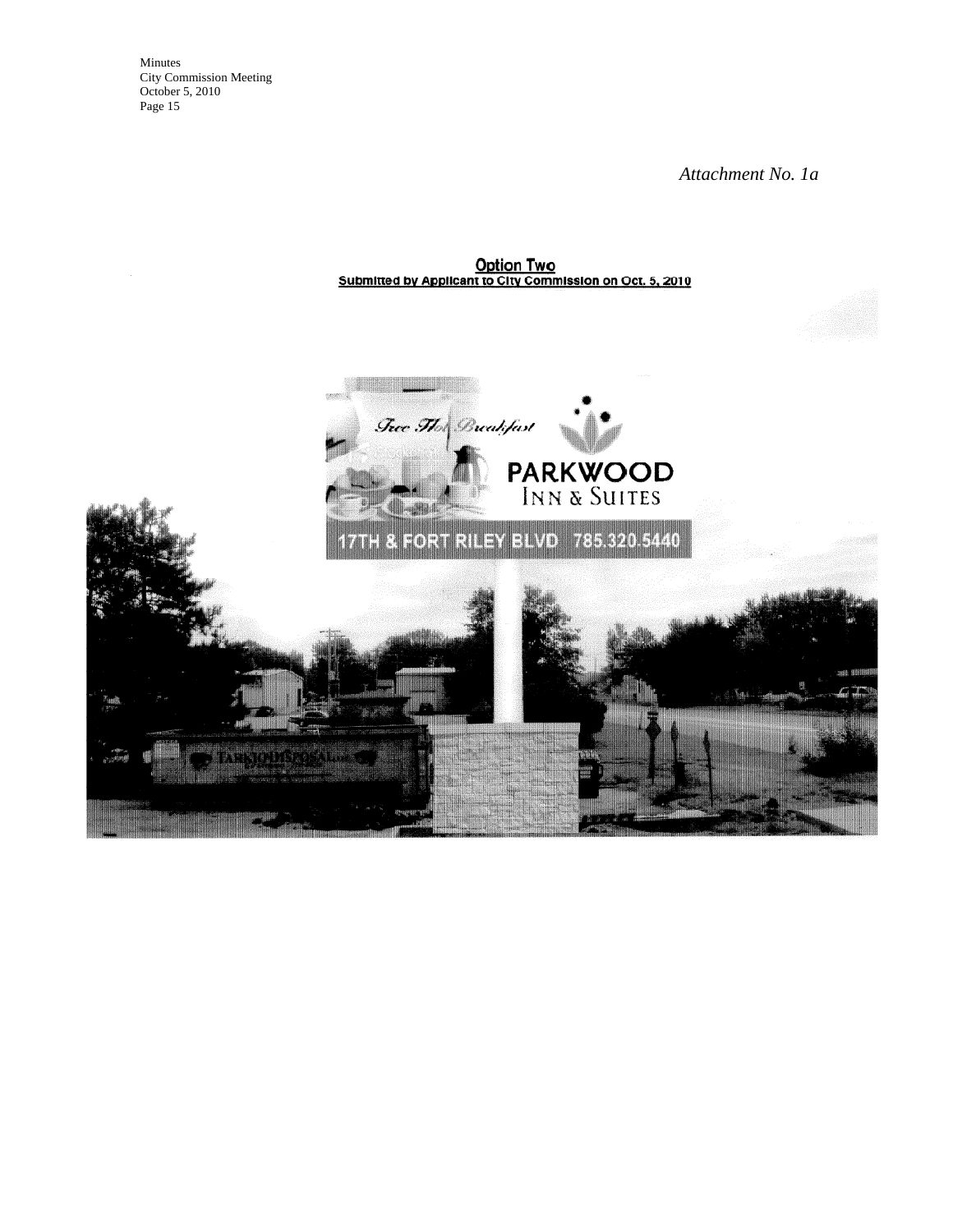*Attachment No. 1a*

**Option Two**

**Submitted by Applicant to City Commission on Oct. 5, 2010**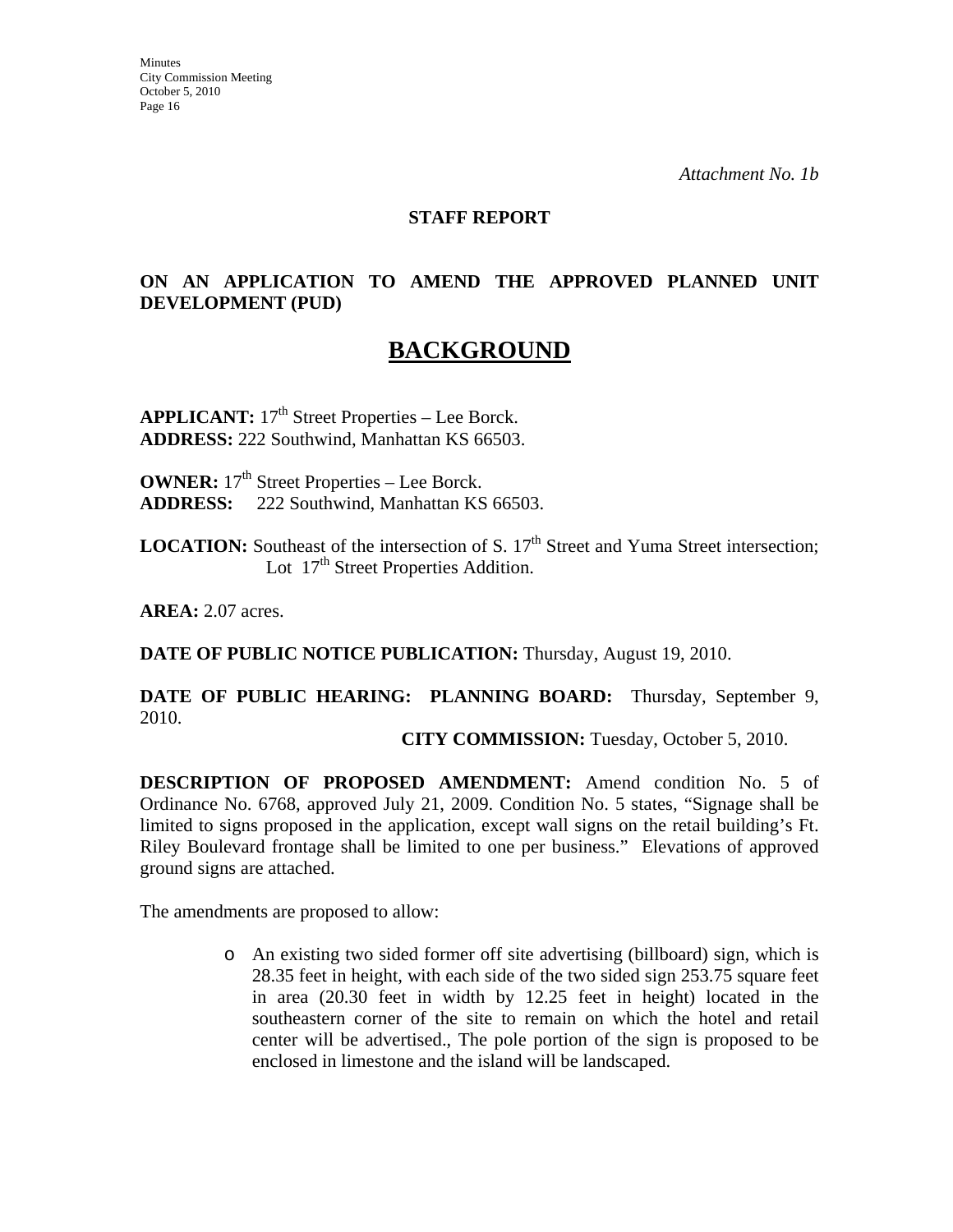*Attachment No. 1b*

**STAFF REPORT**

**ON AN APPLICATION TO AMEND THE APPROVED PLANNED UNIT DEVELOPMENT (PUD)**

# BACKGROUND

**APPLICANT:** 17th Street Properties – Lee Borck.
**ADDRESS:** 222 Southwind, Manhattan KS 66503.

**OWNER:** 17th Street Properties – Lee Borck.
**ADDRESS:** 222 Southwind, Manhattan KS 66503.

**LOCATION:** Southeast of the intersection of S. 17th Street and Yuma Street intersection; Lot 17th Street Properties Addition.

**AREA:** 2.07 acres.

**DATE OF PUBLIC NOTICE PUBLICATION:** Thursday, August 19, 2010.

**DATE OF PUBLIC HEARING: PLANNING BOARD:** Thursday, September 9, 2010.
**CITY COMMISSION:** Tuesday, October 5, 2010.

**DESCRIPTION OF PROPOSED AMENDMENT:** Amend condition No. 5 of Ordinance No. 6768, approved July 21, 2009. Condition No. 5 states, "Signage shall be limited to signs proposed in the application, except wall signs on the retail building's Ft. Riley Boulevard frontage shall be limited to one per business." Elevations of approved ground signs are attached.

The amendments are proposed to allow:

- An existing two sided former off site advertising (billboard) sign, which is 28.35 feet in height, with each side of the two sided sign 253.75 square feet in area (20.30 feet in width by 12.25 feet in height) located in the southeastern corner of the site to remain on which the hotel and retail center will be advertised., The pole portion of the sign is proposed to be enclosed in limestone and the island will be landscaped.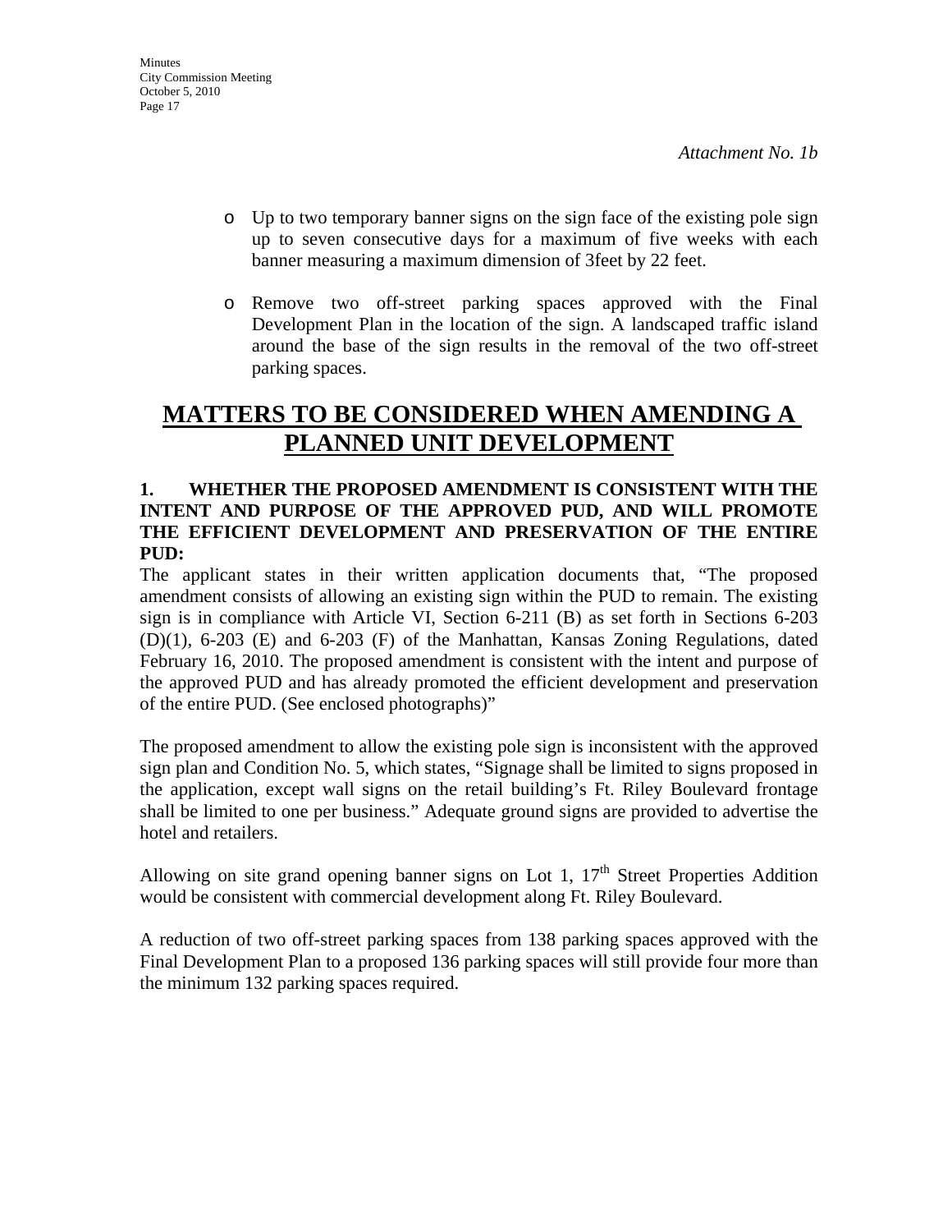*Attachment No. 1b*

- Up to two temporary banner signs on the sign face of the existing pole sign up to seven consecutive days for a maximum of five weeks with each banner measuring a maximum dimension of 3feet by 22 feet.

- Remove two off-street parking spaces approved with the Final Development Plan in the location of the sign. A landscaped traffic island around the base of the sign results in the removal of the two off-street parking spaces.

## MATTERS TO BE CONSIDERED WHEN AMENDING A PLANNED UNIT DEVELOPMENT

**1. WHETHER THE PROPOSED AMENDMENT IS CONSISTENT WITH THE INTENT AND PURPOSE OF THE APPROVED PUD, AND WILL PROMOTE THE EFFICIENT DEVELOPMENT AND PRESERVATION OF THE ENTIRE PUD:**

The applicant states in their written application documents that, "The proposed amendment consists of allowing an existing sign within the PUD to remain. The existing sign is in compliance with Article VI, Section 6-211 (B) as set forth in Sections 6-203 (D)(1), 6-203 (E) and 6-203 (F) of the Manhattan, Kansas Zoning Regulations, dated February 16, 2010. The proposed amendment is consistent with the intent and purpose of the approved PUD and has already promoted the efficient development and preservation of the entire PUD. (See enclosed photographs)"

The proposed amendment to allow the existing pole sign is inconsistent with the approved sign plan and Condition No. 5, which states, "Signage shall be limited to signs proposed in the application, except wall signs on the retail building's Ft. Riley Boulevard frontage shall be limited to one per business." Adequate ground signs are provided to advertise the hotel and retailers.

Allowing on site grand opening banner signs on Lot 1, 17th Street Properties Addition would be consistent with commercial development along Ft. Riley Boulevard.

A reduction of two off-street parking spaces from 138 parking spaces approved with the Final Development Plan to a proposed 136 parking spaces will still provide four more than the minimum 132 parking spaces required.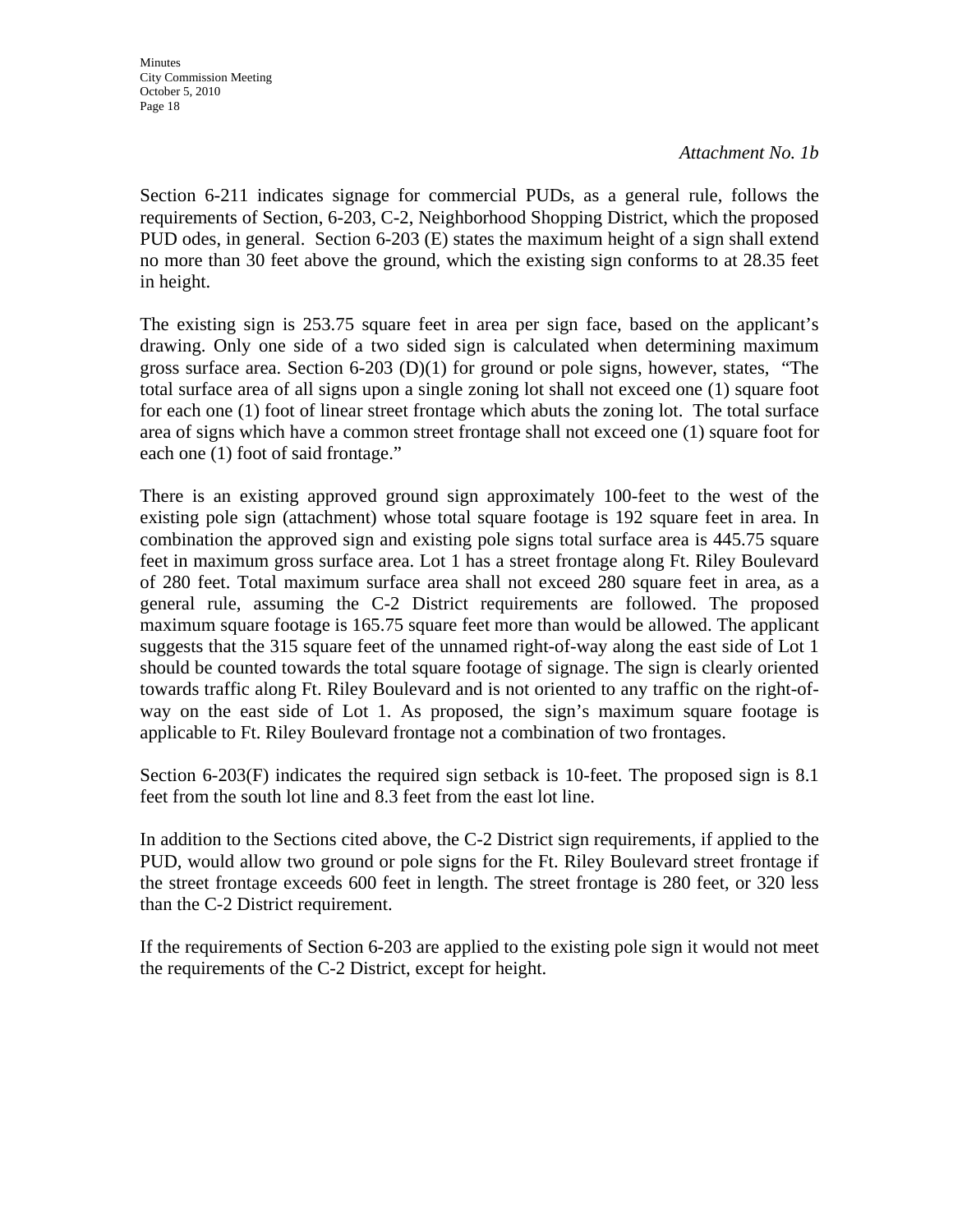*Attachment No. 1b*

Section 6-211 indicates signage for commercial PUDs, as a general rule, follows the requirements of Section, 6-203, C-2, Neighborhood Shopping District, which the proposed PUD odes, in general. Section 6-203 (E) states the maximum height of a sign shall extend no more than 30 feet above the ground, which the existing sign conforms to at 28.35 feet in height.

The existing sign is 253.75 square feet in area per sign face, based on the applicant's drawing. Only one side of a two sided sign is calculated when determining maximum gross surface area. Section 6-203 (D)(1) for ground or pole signs, however, states, "The total surface area of all signs upon a single zoning lot shall not exceed one (1) square foot for each one (1) foot of linear street frontage which abuts the zoning lot. The total surface area of signs which have a common street frontage shall not exceed one (1) square foot for each one (1) foot of said frontage."

There is an existing approved ground sign approximately 100-feet to the west of the existing pole sign (attachment) whose total square footage is 192 square feet in area. In combination the approved sign and existing pole signs total surface area is 445.75 square feet in maximum gross surface area. Lot 1 has a street frontage along Ft. Riley Boulevard of 280 feet. Total maximum surface area shall not exceed 280 square feet in area, as a general rule, assuming the C-2 District requirements are followed. The proposed maximum square footage is 165.75 square feet more than would be allowed. The applicant suggests that the 315 square feet of the unnamed right-of-way along the east side of Lot 1 should be counted towards the total square footage of signage. The sign is clearly oriented towards traffic along Ft. Riley Boulevard and is not oriented to any traffic on the right-of-way on the east side of Lot 1. As proposed, the sign's maximum square footage is applicable to Ft. Riley Boulevard frontage not a combination of two frontages.

Section 6-203(F) indicates the required sign setback is 10-feet. The proposed sign is 8.1 feet from the south lot line and 8.3 feet from the east lot line.

In addition to the Sections cited above, the C-2 District sign requirements, if applied to the PUD, would allow two ground or pole signs for the Ft. Riley Boulevard street frontage if the street frontage exceeds 600 feet in length. The street frontage is 280 feet, or 320 less than the C-2 District requirement.

If the requirements of Section 6-203 are applied to the existing pole sign it would not meet the requirements of the C-2 District, except for height.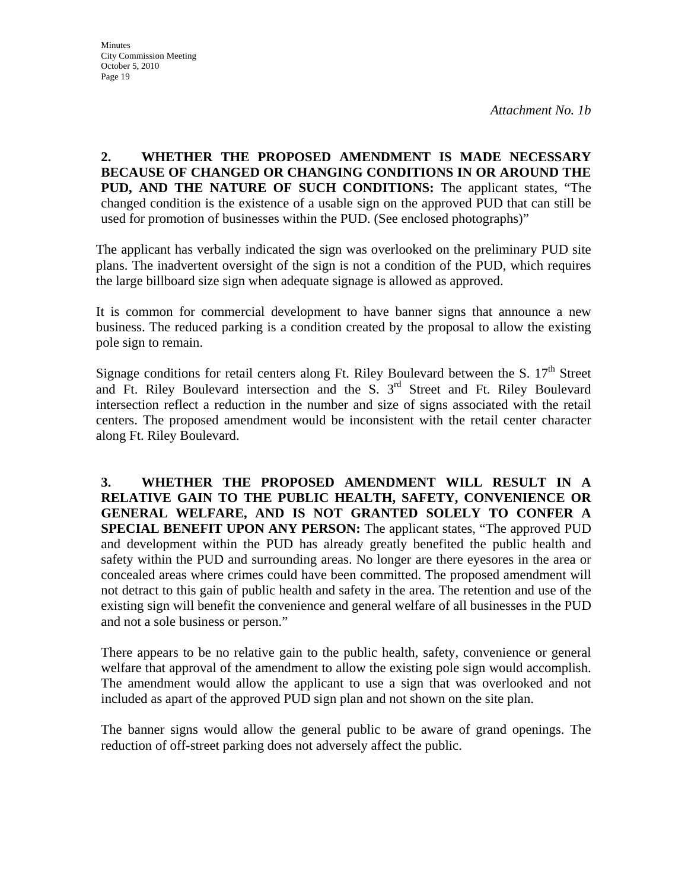*Attachment No. 1b*

**2. WHETHER THE PROPOSED AMENDMENT IS MADE NECESSARY BECAUSE OF CHANGED OR CHANGING CONDITIONS IN OR AROUND THE PUD, AND THE NATURE OF SUCH CONDITIONS:** The applicant states, "The changed condition is the existence of a usable sign on the approved PUD that can still be used for promotion of businesses within the PUD. (See enclosed photographs)"

The applicant has verbally indicated the sign was overlooked on the preliminary PUD site plans. The inadvertent oversight of the sign is not a condition of the PUD, which requires the large billboard size sign when adequate signage is allowed as approved.

It is common for commercial development to have banner signs that announce a new business. The reduced parking is a condition created by the proposal to allow the existing pole sign to remain.

Signage conditions for retail centers along Ft. Riley Boulevard between the S. 17th Street and Ft. Riley Boulevard intersection and the S. 3rd Street and Ft. Riley Boulevard intersection reflect a reduction in the number and size of signs associated with the retail centers. The proposed amendment would be inconsistent with the retail center character along Ft. Riley Boulevard.

**3. WHETHER THE PROPOSED AMENDMENT WILL RESULT IN A RELATIVE GAIN TO THE PUBLIC HEALTH, SAFETY, CONVENIENCE OR GENERAL WELFARE, AND IS NOT GRANTED SOLELY TO CONFER A SPECIAL BENEFIT UPON ANY PERSON:** The applicant states, "The approved PUD and development within the PUD has already greatly benefited the public health and safety within the PUD and surrounding areas. No longer are there eyesores in the area or concealed areas where crimes could have been committed. The proposed amendment will not detract to this gain of public health and safety in the area. The retention and use of the existing sign will benefit the convenience and general welfare of all businesses in the PUD and not a sole business or person."

There appears to be no relative gain to the public health, safety, convenience or general welfare that approval of the amendment to allow the existing pole sign would accomplish. The amendment would allow the applicant to use a sign that was overlooked and not included as apart of the approved PUD sign plan and not shown on the site plan.

The banner signs would allow the general public to be aware of grand openings. The reduction of off-street parking does not adversely affect the public.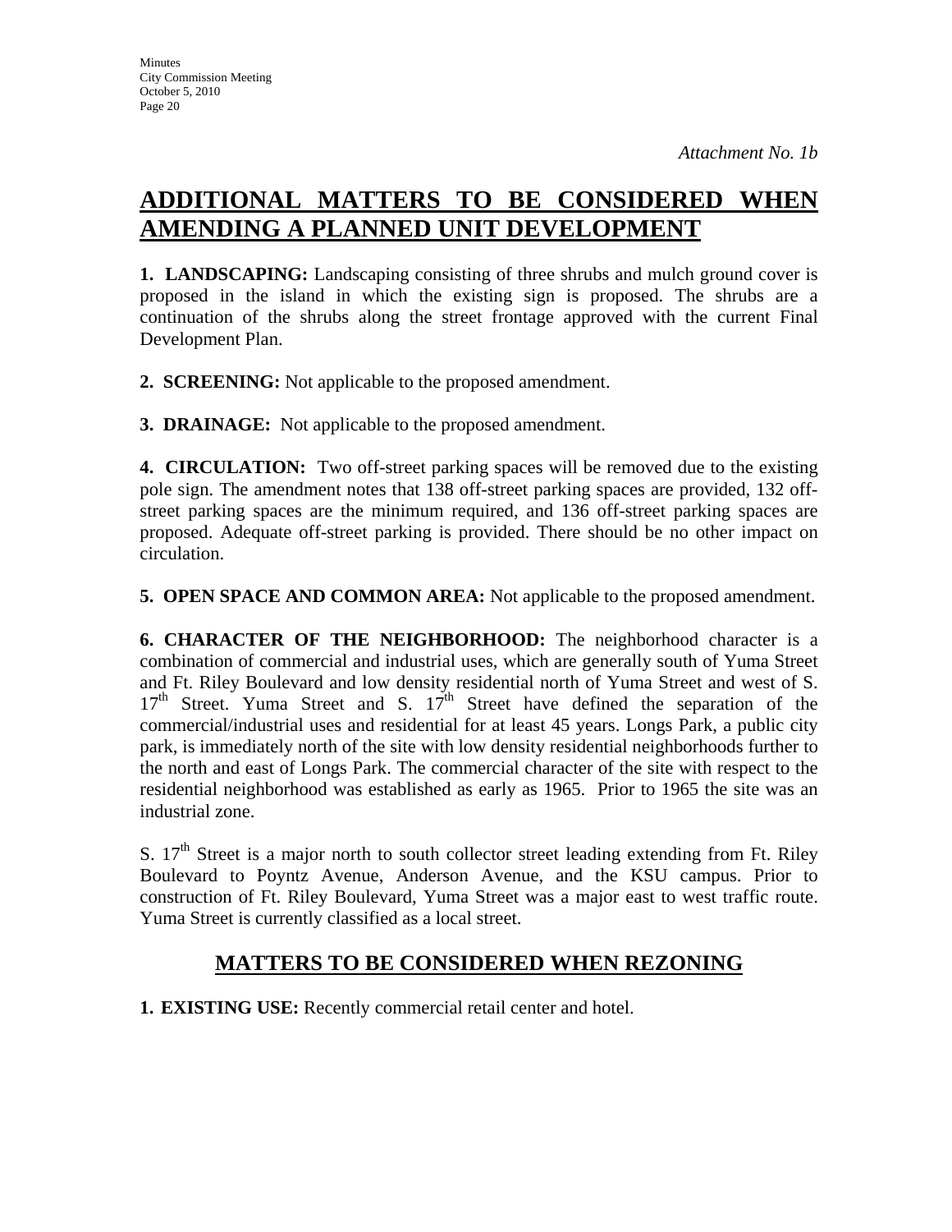*Attachment No. 1b*

# ADDITIONAL MATTERS TO BE CONSIDERED WHEN AMENDING A PLANNED UNIT DEVELOPMENT

**1. LANDSCAPING:** Landscaping consisting of three shrubs and mulch ground cover is proposed in the island in which the existing sign is proposed. The shrubs are a continuation of the shrubs along the street frontage approved with the current Final Development Plan.

**2. SCREENING:** Not applicable to the proposed amendment.

**3. DRAINAGE:** Not applicable to the proposed amendment.

**4. CIRCULATION:** Two off-street parking spaces will be removed due to the existing pole sign. The amendment notes that 138 off-street parking spaces are provided, 132 off-street parking spaces are the minimum required, and 136 off-street parking spaces are proposed. Adequate off-street parking is provided. There should be no other impact on circulation.

**5. OPEN SPACE AND COMMON AREA:** Not applicable to the proposed amendment.

**6. CHARACTER OF THE NEIGHBORHOOD:** The neighborhood character is a combination of commercial and industrial uses, which are generally south of Yuma Street and Ft. Riley Boulevard and low density residential north of Yuma Street and west of S. 17th Street. Yuma Street and S. 17th Street have defined the separation of the commercial/industrial uses and residential for at least 45 years. Longs Park, a public city park, is immediately north of the site with low density residential neighborhoods further to the north and east of Longs Park. The commercial character of the site with respect to the residential neighborhood was established as early as 1965. Prior to 1965 the site was an industrial zone.

S. 17th Street is a major north to south collector street leading extending from Ft. Riley Boulevard to Poyntz Avenue, Anderson Avenue, and the KSU campus. Prior to construction of Ft. Riley Boulevard, Yuma Street was a major east to west traffic route. Yuma Street is currently classified as a local street.

## MATTERS TO BE CONSIDERED WHEN REZONING

**1. EXISTING USE:** Recently commercial retail center and hotel.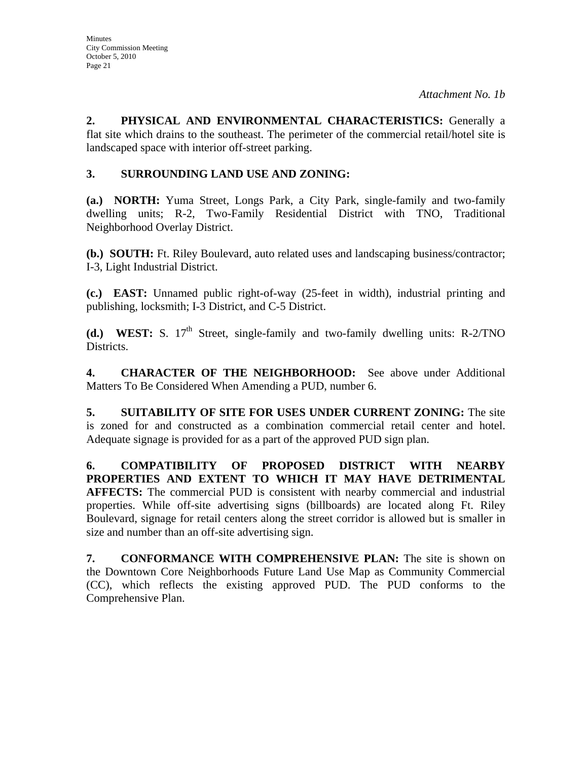*Attachment No. 1b*

**2. PHYSICAL AND ENVIRONMENTAL CHARACTERISTICS:** Generally a flat site which drains to the southeast. The perimeter of the commercial retail/hotel site is landscaped space with interior off-street parking.

**3. SURROUNDING LAND USE AND ZONING:**

**(a.) NORTH:** Yuma Street, Longs Park, a City Park, single-family and two-family dwelling units; R-2, Two-Family Residential District with TNO, Traditional Neighborhood Overlay District.

**(b.) SOUTH:** Ft. Riley Boulevard, auto related uses and landscaping business/contractor; I-3, Light Industrial District.

**(c.) EAST:** Unnamed public right-of-way (25-feet in width), industrial printing and publishing, locksmith; I-3 District, and C-5 District.

**(d.) WEST:** S. 17th Street, single-family and two-family dwelling units: R-2/TNO Districts.

**4. CHARACTER OF THE NEIGHBORHOOD:** See above under Additional Matters To Be Considered When Amending a PUD, number 6.

**5. SUITABILITY OF SITE FOR USES UNDER CURRENT ZONING:** The site is zoned for and constructed as a combination commercial retail center and hotel. Adequate signage is provided for as a part of the approved PUD sign plan.

**6. COMPATIBILITY OF PROPOSED DISTRICT WITH NEARBY PROPERTIES AND EXTENT TO WHICH IT MAY HAVE DETRIMENTAL AFFECTS:** The commercial PUD is consistent with nearby commercial and industrial properties. While off-site advertising signs (billboards) are located along Ft. Riley Boulevard, signage for retail centers along the street corridor is allowed but is smaller in size and number than an off-site advertising sign.

**7. CONFORMANCE WITH COMPREHENSIVE PLAN:** The site is shown on the Downtown Core Neighborhoods Future Land Use Map as Community Commercial (CC), which reflects the existing approved PUD. The PUD conforms to the Comprehensive Plan.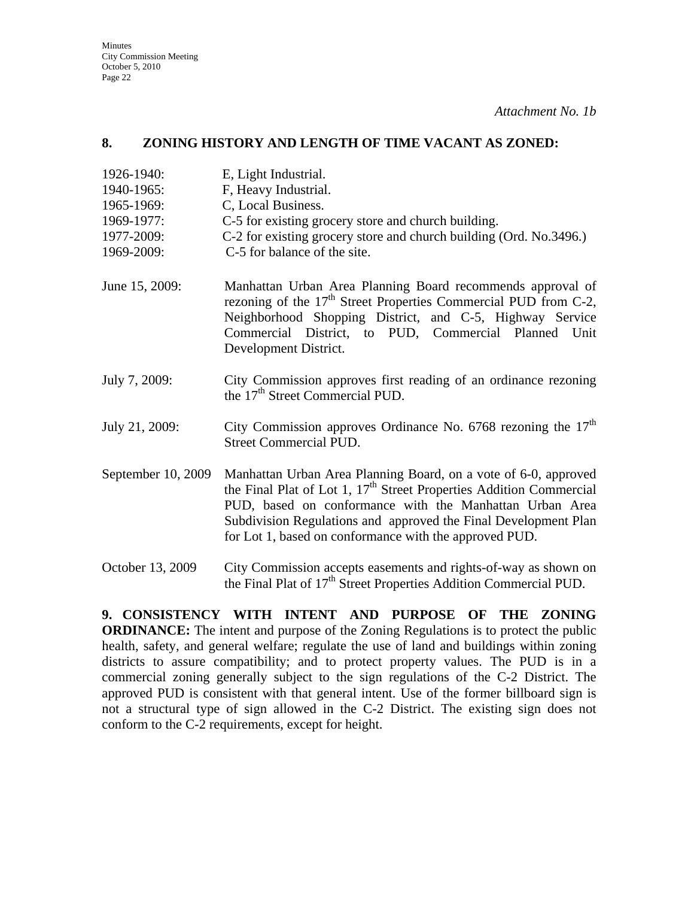*Attachment No. 1b*

## 8. ZONING HISTORY AND LENGTH OF TIME VACANT AS ZONED:

1926-1940: E, Light Industrial.
1940-1965: F, Heavy Industrial.
1965-1969: C, Local Business.
1969-1977: C-5 for existing grocery store and church building.
1977-2009: C-2 for existing grocery store and church building (Ord. No.3496.)
1969-2009: C-5 for balance of the site.

June 15, 2009: Manhattan Urban Area Planning Board recommends approval of rezoning of the 17th Street Properties Commercial PUD from C-2, Neighborhood Shopping District, and C-5, Highway Service Commercial District, to PUD, Commercial Planned Unit Development District.

July 7, 2009: City Commission approves first reading of an ordinance rezoning the 17th Street Commercial PUD.

July 21, 2009: City Commission approves Ordinance No. 6768 rezoning the 17th Street Commercial PUD.

September 10, 2009 Manhattan Urban Area Planning Board, on a vote of 6-0, approved the Final Plat of Lot 1, 17th Street Properties Addition Commercial PUD, based on conformance with the Manhattan Urban Area Subdivision Regulations and approved the Final Development Plan for Lot 1, based on conformance with the approved PUD.

October 13, 2009 City Commission accepts easements and rights-of-way as shown on the Final Plat of 17th Street Properties Addition Commercial PUD.

**9. CONSISTENCY WITH INTENT AND PURPOSE OF THE ZONING ORDINANCE:** The intent and purpose of the Zoning Regulations is to protect the public health, safety, and general welfare; regulate the use of land and buildings within zoning districts to assure compatibility; and to protect property values. The PUD is in a commercial zoning generally subject to the sign regulations of the C-2 District. The approved PUD is consistent with that general intent. Use of the former billboard sign is not a structural type of sign allowed in the C-2 District. The existing sign does not conform to the C-2 requirements, except for height.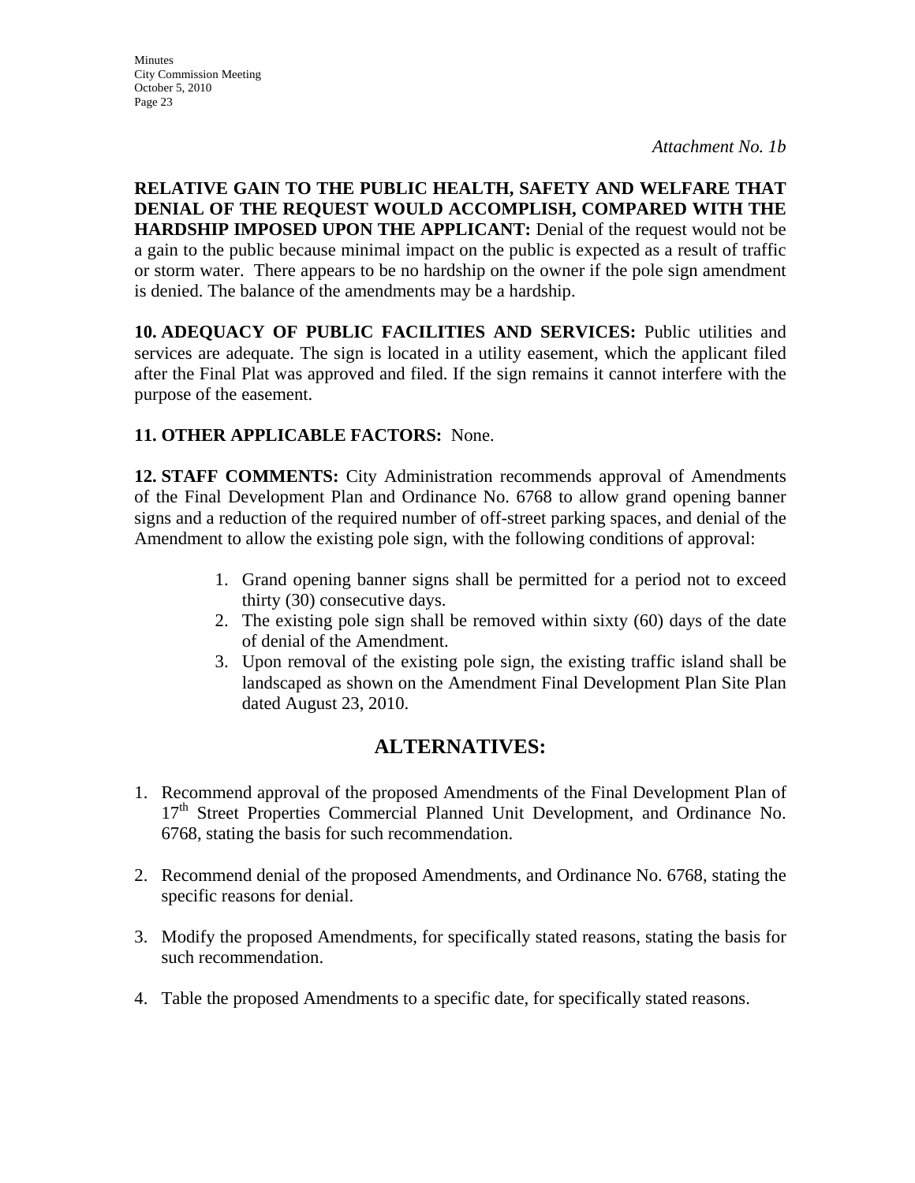*Attachment No. 1b*

**RELATIVE GAIN TO THE PUBLIC HEALTH, SAFETY AND WELFARE THAT DENIAL OF THE REQUEST WOULD ACCOMPLISH, COMPARED WITH THE HARDSHIP IMPOSED UPON THE APPLICANT:** Denial of the request would not be a gain to the public because minimal impact on the public is expected as a result of traffic or storm water. There appears to be no hardship on the owner if the pole sign amendment is denied. The balance of the amendments may be a hardship.

**10. ADEQUACY OF PUBLIC FACILITIES AND SERVICES:** Public utilities and services are adequate. The sign is located in a utility easement, which the applicant filed after the Final Plat was approved and filed. If the sign remains it cannot interfere with the purpose of the easement.

**11. OTHER APPLICABLE FACTORS:** None.

**12. STAFF COMMENTS:** City Administration recommends approval of Amendments of the Final Development Plan and Ordinance No. 6768 to allow grand opening banner signs and a reduction of the required number of off-street parking spaces, and denial of the Amendment to allow the existing pole sign, with the following conditions of approval:

1. Grand opening banner signs shall be permitted for a period not to exceed thirty (30) consecutive days.
2. The existing pole sign shall be removed within sixty (60) days of the date of denial of the Amendment.
3. Upon removal of the existing pole sign, the existing traffic island shall be landscaped as shown on the Amendment Final Development Plan Site Plan dated August 23, 2010.

## ALTERNATIVES:

1. Recommend approval of the proposed Amendments of the Final Development Plan of 17th Street Properties Commercial Planned Unit Development, and Ordinance No. 6768, stating the basis for such recommendation.

2. Recommend denial of the proposed Amendments, and Ordinance No. 6768, stating the specific reasons for denial.

3. Modify the proposed Amendments, for specifically stated reasons, stating the basis for such recommendation.

4. Table the proposed Amendments to a specific date, for specifically stated reasons.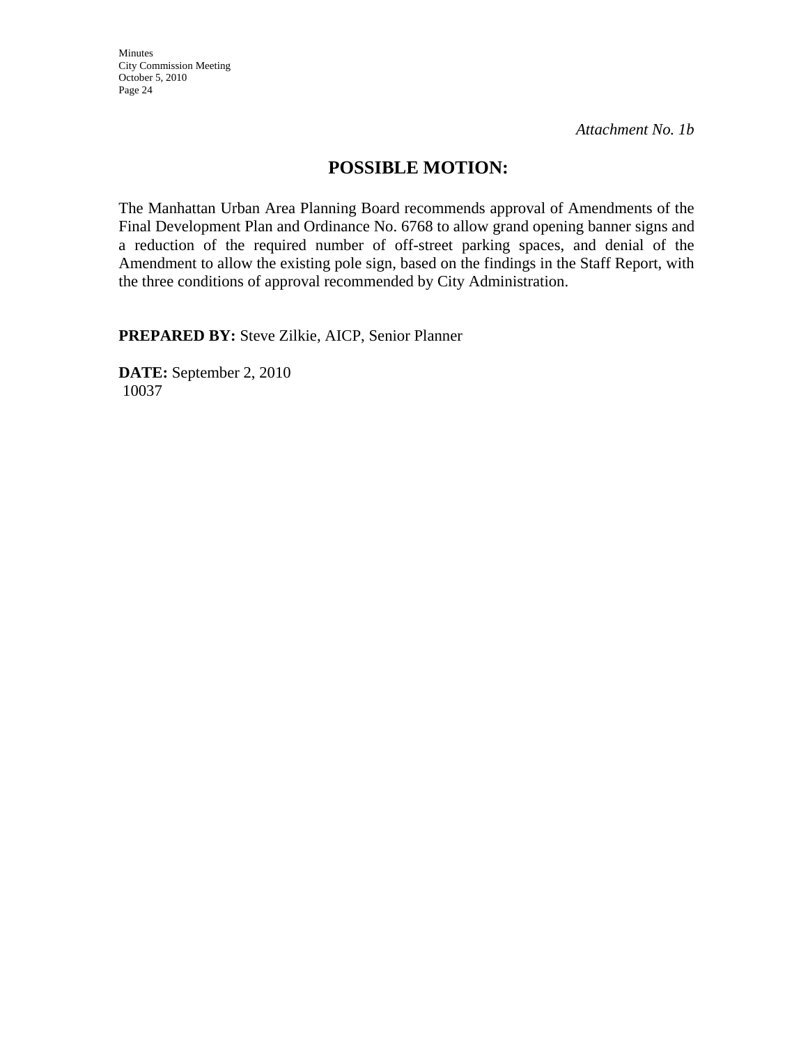*Attachment No. 1b*

## POSSIBLE MOTION:

The Manhattan Urban Area Planning Board recommends approval of Amendments of the Final Development Plan and Ordinance No. 6768 to allow grand opening banner signs and a reduction of the required number of off-street parking spaces, and denial of the Amendment to allow the existing pole sign, based on the findings in the Staff Report, with the three conditions of approval recommended by City Administration.

**PREPARED BY:** Steve Zilkie, AICP, Senior Planner

**DATE:** September 2, 2010
10037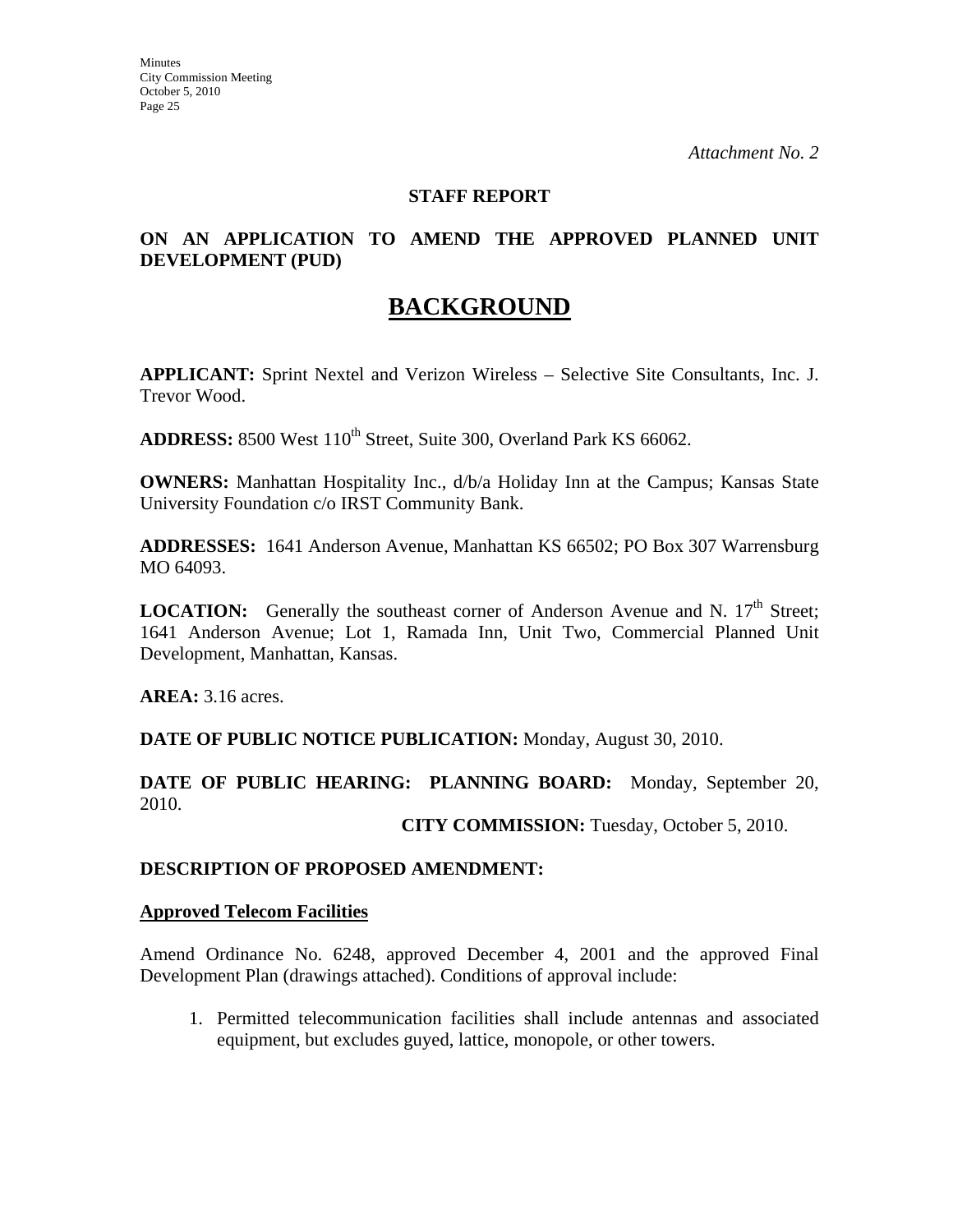*Attachment No. 2*

**STAFF REPORT**

**ON AN APPLICATION TO AMEND THE APPROVED PLANNED UNIT DEVELOPMENT (PUD)**

# BACKGROUND

**APPLICANT:** Sprint Nextel and Verizon Wireless – Selective Site Consultants, Inc. J. Trevor Wood.

**ADDRESS:** 8500 West 110th Street, Suite 300, Overland Park KS 66062.

**OWNERS:** Manhattan Hospitality Inc., d/b/a Holiday Inn at the Campus; Kansas State University Foundation c/o IRST Community Bank.

**ADDRESSES:** 1641 Anderson Avenue, Manhattan KS 66502; PO Box 307 Warrensburg MO 64093.

**LOCATION:** Generally the southeast corner of Anderson Avenue and N. 17th Street; 1641 Anderson Avenue; Lot 1, Ramada Inn, Unit Two, Commercial Planned Unit Development, Manhattan, Kansas.

**AREA:** 3.16 acres.

**DATE OF PUBLIC NOTICE PUBLICATION:** Monday, August 30, 2010.

**DATE OF PUBLIC HEARING: PLANNING BOARD:** Monday, September 20, 2010.

**CITY COMMISSION:** Tuesday, October 5, 2010.

**DESCRIPTION OF PROPOSED AMENDMENT:**

**Approved Telecom Facilities**

Amend Ordinance No. 6248, approved December 4, 2001 and the approved Final Development Plan (drawings attached). Conditions of approval include:

1. Permitted telecommunication facilities shall include antennas and associated equipment, but excludes guyed, lattice, monopole, or other towers.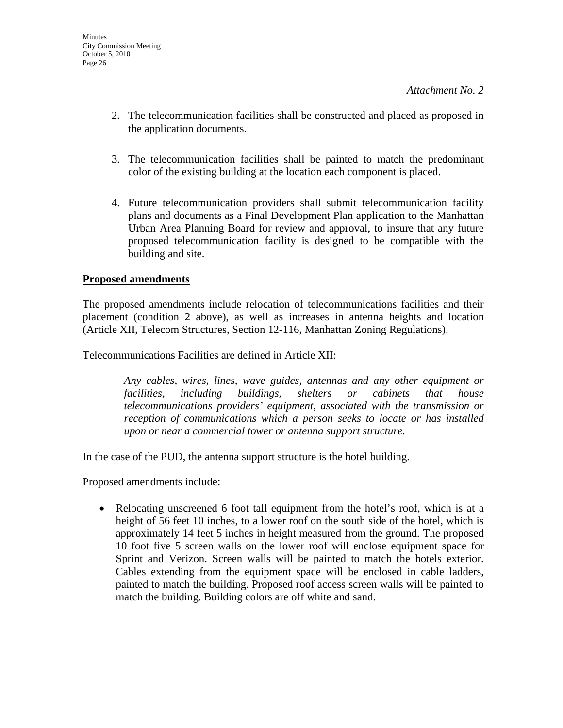*Attachment No. 2*

2. The telecommunication facilities shall be constructed and placed as proposed in the application documents.

3. The telecommunication facilities shall be painted to match the predominant color of the existing building at the location each component is placed.

4. Future telecommunication providers shall submit telecommunication facility plans and documents as a Final Development Plan application to the Manhattan Urban Area Planning Board for review and approval, to insure that any future proposed telecommunication facility is designed to be compatible with the building and site.

**Proposed amendments**

The proposed amendments include relocation of telecommunications facilities and their placement (condition 2 above), as well as increases in antenna heights and location (Article XII, Telecom Structures, Section 12-116, Manhattan Zoning Regulations).

Telecommunications Facilities are defined in Article XII:

> *Any cables, wires, lines, wave guides, antennas and any other equipment or facilities, including buildings, shelters or cabinets that house telecommunications providers' equipment, associated with the transmission or reception of communications which a person seeks to locate or has installed upon or near a commercial tower or antenna support structure.*

In the case of the PUD, the antenna support structure is the hotel building.

Proposed amendments include:

- Relocating unscreened 6 foot tall equipment from the hotel's roof, which is at a height of 56 feet 10 inches, to a lower roof on the south side of the hotel, which is approximately 14 feet 5 inches in height measured from the ground. The proposed 10 foot five 5 screen walls on the lower roof will enclose equipment space for Sprint and Verizon. Screen walls will be painted to match the hotels exterior. Cables extending from the equipment space will be enclosed in cable ladders, painted to match the building. Proposed roof access screen walls will be painted to match the building. Building colors are off white and sand.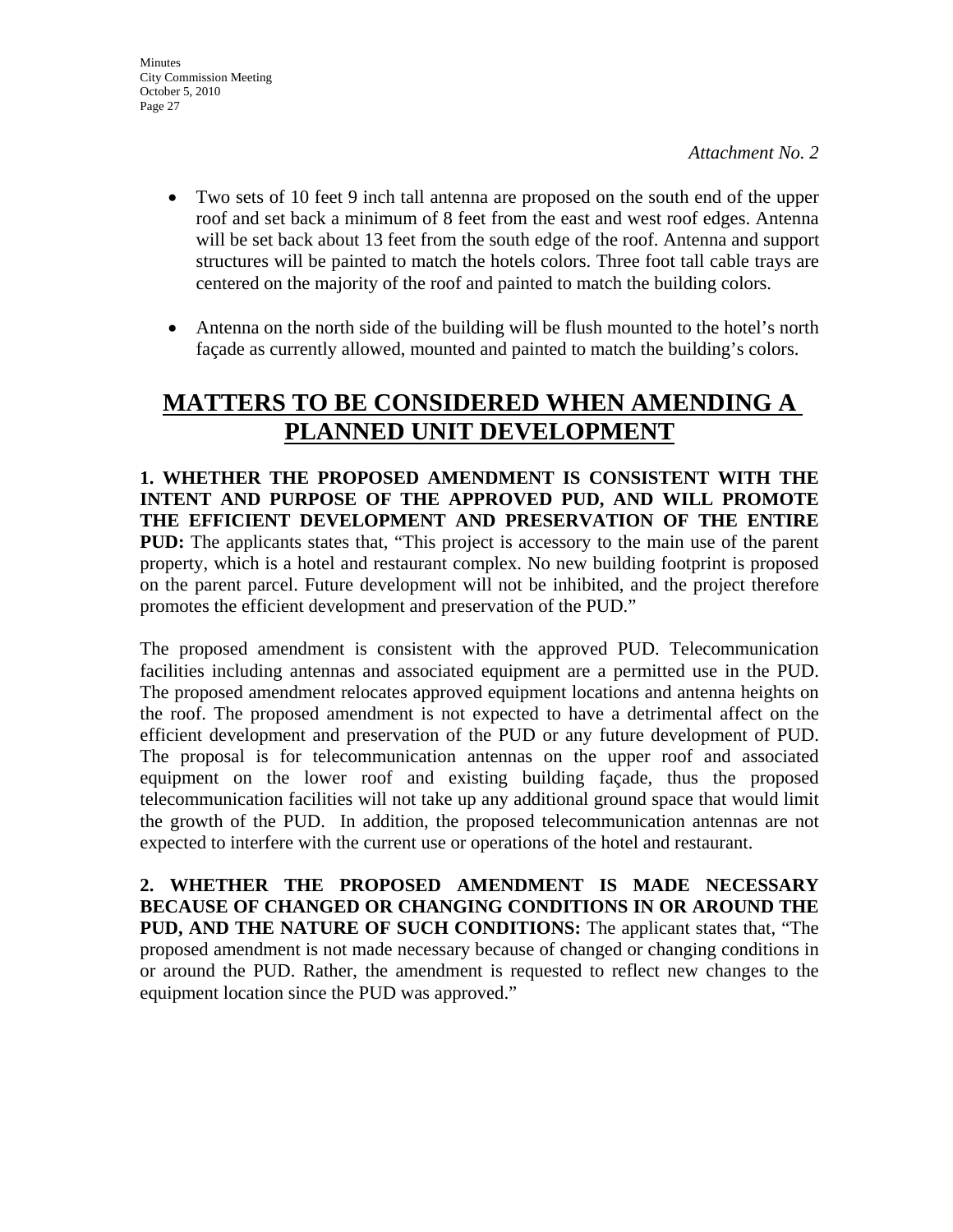*Attachment No. 2*

- Two sets of 10 feet 9 inch tall antenna are proposed on the south end of the upper roof and set back a minimum of 8 feet from the east and west roof edges. Antenna will be set back about 13 feet from the south edge of the roof. Antenna and support structures will be painted to match the hotels colors. Three foot tall cable trays are centered on the majority of the roof and painted to match the building colors.

- Antenna on the north side of the building will be flush mounted to the hotel's north façade as currently allowed, mounted and painted to match the building's colors.

## MATTERS TO BE CONSIDERED WHEN AMENDING A PLANNED UNIT DEVELOPMENT

**1. WHETHER THE PROPOSED AMENDMENT IS CONSISTENT WITH THE INTENT AND PURPOSE OF THE APPROVED PUD, AND WILL PROMOTE THE EFFICIENT DEVELOPMENT AND PRESERVATION OF THE ENTIRE PUD:** The applicants states that, "This project is accessory to the main use of the parent property, which is a hotel and restaurant complex. No new building footprint is proposed on the parent parcel. Future development will not be inhibited, and the project therefore promotes the efficient development and preservation of the PUD."

The proposed amendment is consistent with the approved PUD. Telecommunication facilities including antennas and associated equipment are a permitted use in the PUD. The proposed amendment relocates approved equipment locations and antenna heights on the roof. The proposed amendment is not expected to have a detrimental affect on the efficient development and preservation of the PUD or any future development of PUD. The proposal is for telecommunication antennas on the upper roof and associated equipment on the lower roof and existing building façade, thus the proposed telecommunication facilities will not take up any additional ground space that would limit the growth of the PUD. In addition, the proposed telecommunication antennas are not expected to interfere with the current use or operations of the hotel and restaurant.

**2. WHETHER THE PROPOSED AMENDMENT IS MADE NECESSARY BECAUSE OF CHANGED OR CHANGING CONDITIONS IN OR AROUND THE PUD, AND THE NATURE OF SUCH CONDITIONS:** The applicant states that, "The proposed amendment is not made necessary because of changed or changing conditions in or around the PUD. Rather, the amendment is requested to reflect new changes to the equipment location since the PUD was approved."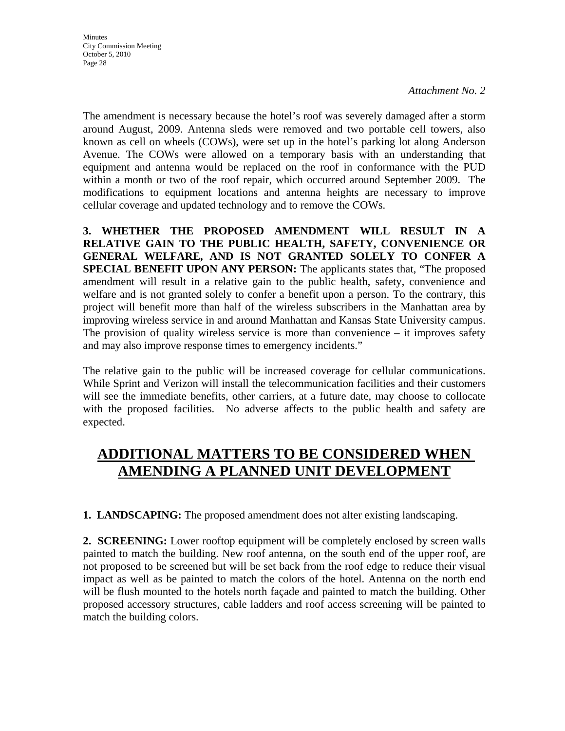*Attachment No. 2*

The amendment is necessary because the hotel's roof was severely damaged after a storm around August, 2009. Antenna sleds were removed and two portable cell towers, also known as cell on wheels (COWs), were set up in the hotel's parking lot along Anderson Avenue. The COWs were allowed on a temporary basis with an understanding that equipment and antenna would be replaced on the roof in conformance with the PUD within a month or two of the roof repair, which occurred around September 2009. The modifications to equipment locations and antenna heights are necessary to improve cellular coverage and updated technology and to remove the COWs.

**3. WHETHER THE PROPOSED AMENDMENT WILL RESULT IN A RELATIVE GAIN TO THE PUBLIC HEALTH, SAFETY, CONVENIENCE OR GENERAL WELFARE, AND IS NOT GRANTED SOLELY TO CONFER A SPECIAL BENEFIT UPON ANY PERSON:** The applicants states that, "The proposed amendment will result in a relative gain to the public health, safety, convenience and welfare and is not granted solely to confer a benefit upon a person. To the contrary, this project will benefit more than half of the wireless subscribers in the Manhattan area by improving wireless service in and around Manhattan and Kansas State University campus. The provision of quality wireless service is more than convenience – it improves safety and may also improve response times to emergency incidents."

The relative gain to the public will be increased coverage for cellular communications. While Sprint and Verizon will install the telecommunication facilities and their customers will see the immediate benefits, other carriers, at a future date, may choose to collocate with the proposed facilities. No adverse affects to the public health and safety are expected.

# ADDITIONAL MATTERS TO BE CONSIDERED WHEN AMENDING A PLANNED UNIT DEVELOPMENT

**1. LANDSCAPING:** The proposed amendment does not alter existing landscaping.

**2. SCREENING:** Lower rooftop equipment will be completely enclosed by screen walls painted to match the building. New roof antenna, on the south end of the upper roof, are not proposed to be screened but will be set back from the roof edge to reduce their visual impact as well as be painted to match the colors of the hotel. Antenna on the north end will be flush mounted to the hotels north façade and painted to match the building. Other proposed accessory structures, cable ladders and roof access screening will be painted to match the building colors.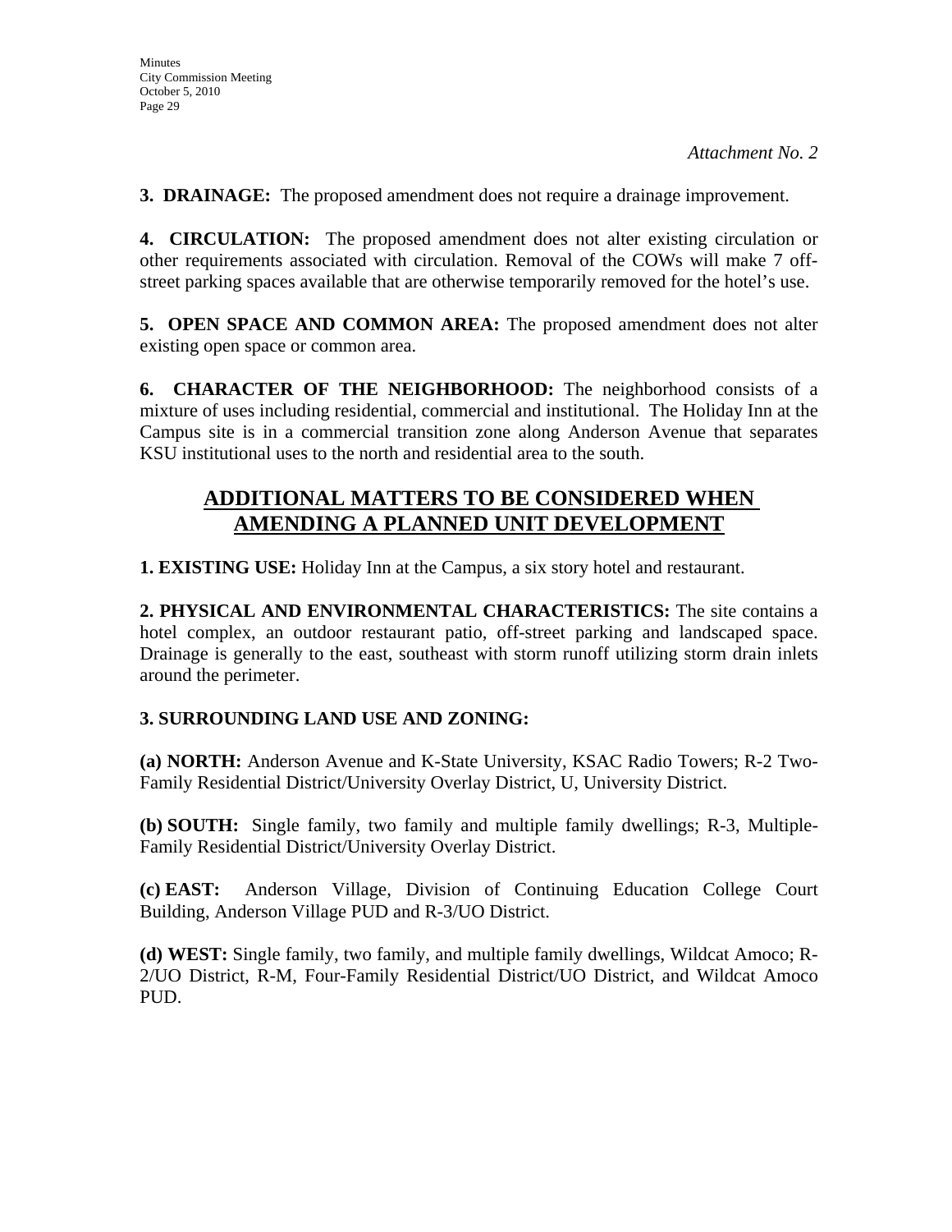*Attachment No. 2*

**3. DRAINAGE:** The proposed amendment does not require a drainage improvement.

**4. CIRCULATION:** The proposed amendment does not alter existing circulation or other requirements associated with circulation. Removal of the COWs will make 7 off-street parking spaces available that are otherwise temporarily removed for the hotel's use.

**5. OPEN SPACE AND COMMON AREA:** The proposed amendment does not alter existing open space or common area.

**6. CHARACTER OF THE NEIGHBORHOOD:** The neighborhood consists of a mixture of uses including residential, commercial and institutional. The Holiday Inn at the Campus site is in a commercial transition zone along Anderson Avenue that separates KSU institutional uses to the north and residential area to the south.

## ADDITIONAL MATTERS TO BE CONSIDERED WHEN AMENDING A PLANNED UNIT DEVELOPMENT

**1. EXISTING USE:** Holiday Inn at the Campus, a six story hotel and restaurant.

**2. PHYSICAL AND ENVIRONMENTAL CHARACTERISTICS:** The site contains a hotel complex, an outdoor restaurant patio, off-street parking and landscaped space. Drainage is generally to the east, southeast with storm runoff utilizing storm drain inlets around the perimeter.

**3. SURROUNDING LAND USE AND ZONING:**

**(a) NORTH:** Anderson Avenue and K-State University, KSAC Radio Towers; R-2 Two-Family Residential District/University Overlay District, U, University District.

**(b) SOUTH:** Single family, two family and multiple family dwellings; R-3, Multiple-Family Residential District/University Overlay District.

**(c) EAST:** Anderson Village, Division of Continuing Education College Court Building, Anderson Village PUD and R-3/UO District.

**(d) WEST:** Single family, two family, and multiple family dwellings, Wildcat Amoco; R-2/UO District, R-M, Four-Family Residential District/UO District, and Wildcat Amoco PUD.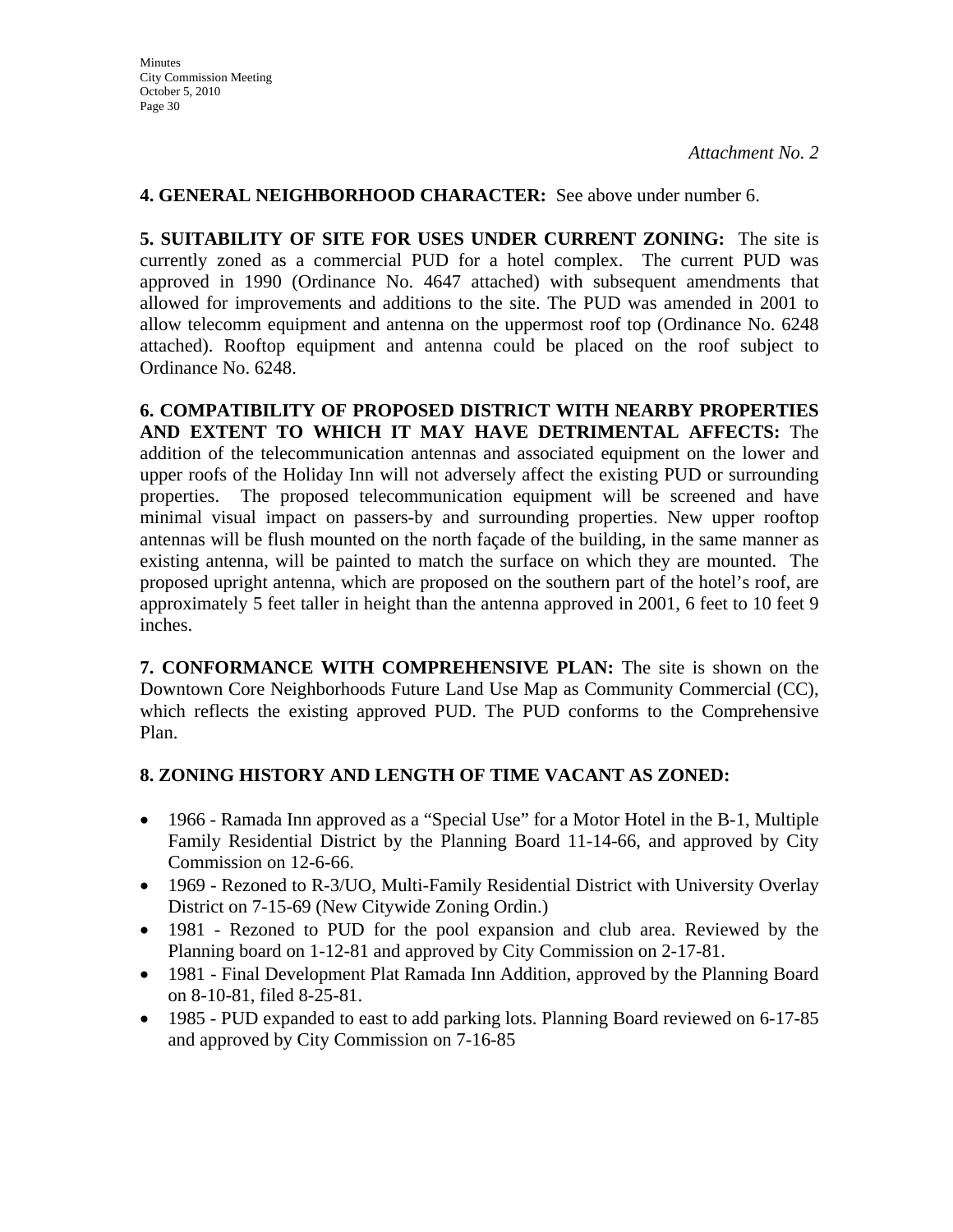*Attachment No. 2*

**4. GENERAL NEIGHBORHOOD CHARACTER:** See above under number 6.

**5. SUITABILITY OF SITE FOR USES UNDER CURRENT ZONING:** The site is currently zoned as a commercial PUD for a hotel complex. The current PUD was approved in 1990 (Ordinance No. 4647 attached) with subsequent amendments that allowed for improvements and additions to the site. The PUD was amended in 2001 to allow telecomm equipment and antenna on the uppermost roof top (Ordinance No. 6248 attached). Rooftop equipment and antenna could be placed on the roof subject to Ordinance No. 6248.

**6. COMPATIBILITY OF PROPOSED DISTRICT WITH NEARBY PROPERTIES AND EXTENT TO WHICH IT MAY HAVE DETRIMENTAL AFFECTS:** The addition of the telecommunication antennas and associated equipment on the lower and upper roofs of the Holiday Inn will not adversely affect the existing PUD or surrounding properties. The proposed telecommunication equipment will be screened and have minimal visual impact on passers-by and surrounding properties. New upper rooftop antennas will be flush mounted on the north façade of the building, in the same manner as existing antenna, will be painted to match the surface on which they are mounted. The proposed upright antenna, which are proposed on the southern part of the hotel's roof, are approximately 5 feet taller in height than the antenna approved in 2001, 6 feet to 10 feet 9 inches.

**7. CONFORMANCE WITH COMPREHENSIVE PLAN:** The site is shown on the Downtown Core Neighborhoods Future Land Use Map as Community Commercial (CC), which reflects the existing approved PUD. The PUD conforms to the Comprehensive Plan.

**8. ZONING HISTORY AND LENGTH OF TIME VACANT AS ZONED:**

- 1966 - Ramada Inn approved as a "Special Use" for a Motor Hotel in the B-1, Multiple Family Residential District by the Planning Board 11-14-66, and approved by City Commission on 12-6-66.
- 1969 - Rezoned to R-3/UO, Multi-Family Residential District with University Overlay District on 7-15-69 (New Citywide Zoning Ordin.)
- 1981 - Rezoned to PUD for the pool expansion and club area. Reviewed by the Planning board on 1-12-81 and approved by City Commission on 2-17-81.
- 1981 - Final Development Plat Ramada Inn Addition, approved by the Planning Board on 8-10-81, filed 8-25-81.
- 1985 - PUD expanded to east to add parking lots. Planning Board reviewed on 6-17-85 and approved by City Commission on 7-16-85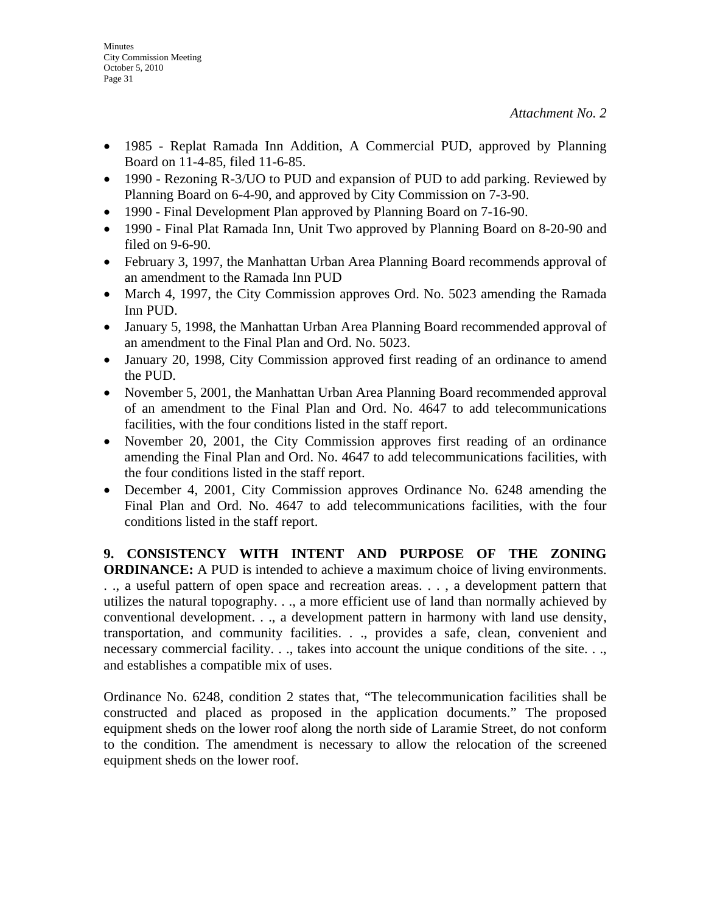*Attachment No. 2*

- 1985 - Replat Ramada Inn Addition, A Commercial PUD, approved by Planning Board on 11-4-85, filed 11-6-85.
- 1990 - Rezoning R-3/UO to PUD and expansion of PUD to add parking. Reviewed by Planning Board on 6-4-90, and approved by City Commission on 7-3-90.
- 1990 - Final Development Plan approved by Planning Board on 7-16-90.
- 1990 - Final Plat Ramada Inn, Unit Two approved by Planning Board on 8-20-90 and filed on 9-6-90.
- February 3, 1997, the Manhattan Urban Area Planning Board recommends approval of an amendment to the Ramada Inn PUD
- March 4, 1997, the City Commission approves Ord. No. 5023 amending the Ramada Inn PUD.
- January 5, 1998, the Manhattan Urban Area Planning Board recommended approval of an amendment to the Final Plan and Ord. No. 5023.
- January 20, 1998, City Commission approved first reading of an ordinance to amend the PUD.
- November 5, 2001, the Manhattan Urban Area Planning Board recommended approval of an amendment to the Final Plan and Ord. No. 4647 to add telecommunications facilities, with the four conditions listed in the staff report.
- November 20, 2001, the City Commission approves first reading of an ordinance amending the Final Plan and Ord. No. 4647 to add telecommunications facilities, with the four conditions listed in the staff report.
- December 4, 2001, City Commission approves Ordinance No. 6248 amending the Final Plan and Ord. No. 4647 to add telecommunications facilities, with the four conditions listed in the staff report.

**9. CONSISTENCY WITH INTENT AND PURPOSE OF THE ZONING ORDINANCE:** A PUD is intended to achieve a maximum choice of living environments. . ., a useful pattern of open space and recreation areas. . . , a development pattern that utilizes the natural topography. . ., a more efficient use of land than normally achieved by conventional development. . ., a development pattern in harmony with land use density, transportation, and community facilities. . ., provides a safe, clean, convenient and necessary commercial facility. . ., takes into account the unique conditions of the site. . ., and establishes a compatible mix of uses.

Ordinance No. 6248, condition 2 states that, "The telecommunication facilities shall be constructed and placed as proposed in the application documents." The proposed equipment sheds on the lower roof along the north side of Laramie Street, do not conform to the condition. The amendment is necessary to allow the relocation of the screened equipment sheds on the lower roof.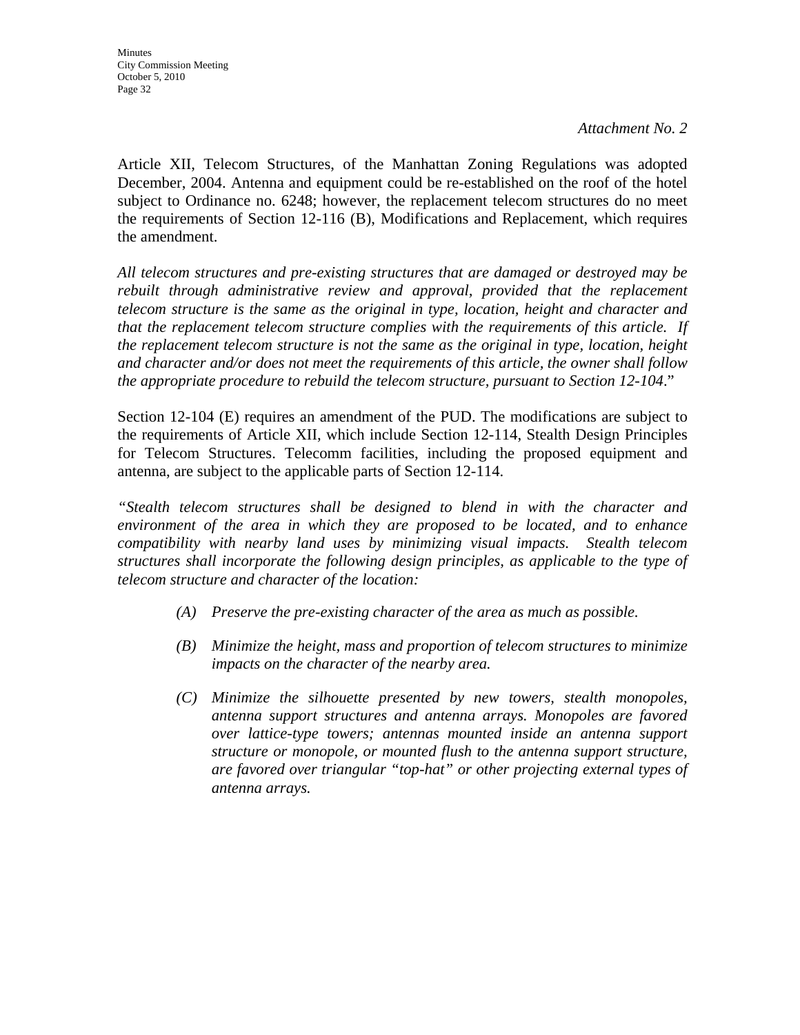*Attachment No. 2*

Article XII, Telecom Structures, of the Manhattan Zoning Regulations was adopted December, 2004. Antenna and equipment could be re-established on the roof of the hotel subject to Ordinance no. 6248; however, the replacement telecom structures do no meet the requirements of Section 12-116 (B), Modifications and Replacement, which requires the amendment.

*All telecom structures and pre-existing structures that are damaged or destroyed may be rebuilt through administrative review and approval, provided that the replacement telecom structure is the same as the original in type, location, height and character and that the replacement telecom structure complies with the requirements of this article. If the replacement telecom structure is not the same as the original in type, location, height and character and/or does not meet the requirements of this article, the owner shall follow the appropriate procedure to rebuild the telecom structure, pursuant to Section 12-104*."

Section 12-104 (E) requires an amendment of the PUD. The modifications are subject to the requirements of Article XII, which include Section 12-114, Stealth Design Principles for Telecom Structures. Telecomm facilities, including the proposed equipment and antenna, are subject to the applicable parts of Section 12-114.

*"Stealth telecom structures shall be designed to blend in with the character and environment of the area in which they are proposed to be located, and to enhance compatibility with nearby land uses by minimizing visual impacts. Stealth telecom structures shall incorporate the following design principles, as applicable to the type of telecom structure and character of the location:*

*(A) Preserve the pre-existing character of the area as much as possible.*

*(B) Minimize the height, mass and proportion of telecom structures to minimize impacts on the character of the nearby area.*

*(C) Minimize the silhouette presented by new towers, stealth monopoles, antenna support structures and antenna arrays. Monopoles are favored over lattice-type towers; antennas mounted inside an antenna support structure or monopole, or mounted flush to the antenna support structure, are favored over triangular "top-hat" or other projecting external types of antenna arrays.*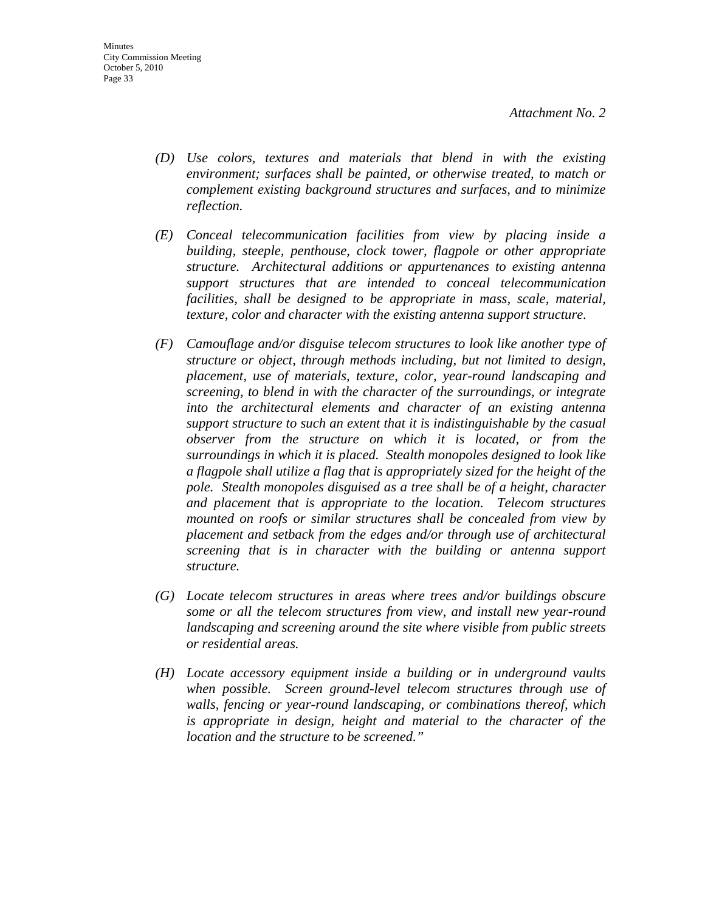*Attachment No. 2*

*(D) Use colors, textures and materials that blend in with the existing environment; surfaces shall be painted, or otherwise treated, to match or complement existing background structures and surfaces, and to minimize reflection.*

*(E) Conceal telecommunication facilities from view by placing inside a building, steeple, penthouse, clock tower, flagpole or other appropriate structure. Architectural additions or appurtenances to existing antenna support structures that are intended to conceal telecommunication facilities, shall be designed to be appropriate in mass, scale, material, texture, color and character with the existing antenna support structure.*

*(F) Camouflage and/or disguise telecom structures to look like another type of structure or object, through methods including, but not limited to design, placement, use of materials, texture, color, year-round landscaping and screening, to blend in with the character of the surroundings, or integrate into the architectural elements and character of an existing antenna support structure to such an extent that it is indistinguishable by the casual observer from the structure on which it is located, or from the surroundings in which it is placed. Stealth monopoles designed to look like a flagpole shall utilize a flag that is appropriately sized for the height of the pole. Stealth monopoles disguised as a tree shall be of a height, character and placement that is appropriate to the location. Telecom structures mounted on roofs or similar structures shall be concealed from view by placement and setback from the edges and/or through use of architectural screening that is in character with the building or antenna support structure.*

*(G) Locate telecom structures in areas where trees and/or buildings obscure some or all the telecom structures from view, and install new year-round landscaping and screening around the site where visible from public streets or residential areas.*

*(H) Locate accessory equipment inside a building or in underground vaults when possible. Screen ground-level telecom structures through use of walls, fencing or year-round landscaping, or combinations thereof, which is appropriate in design, height and material to the character of the location and the structure to be screened."*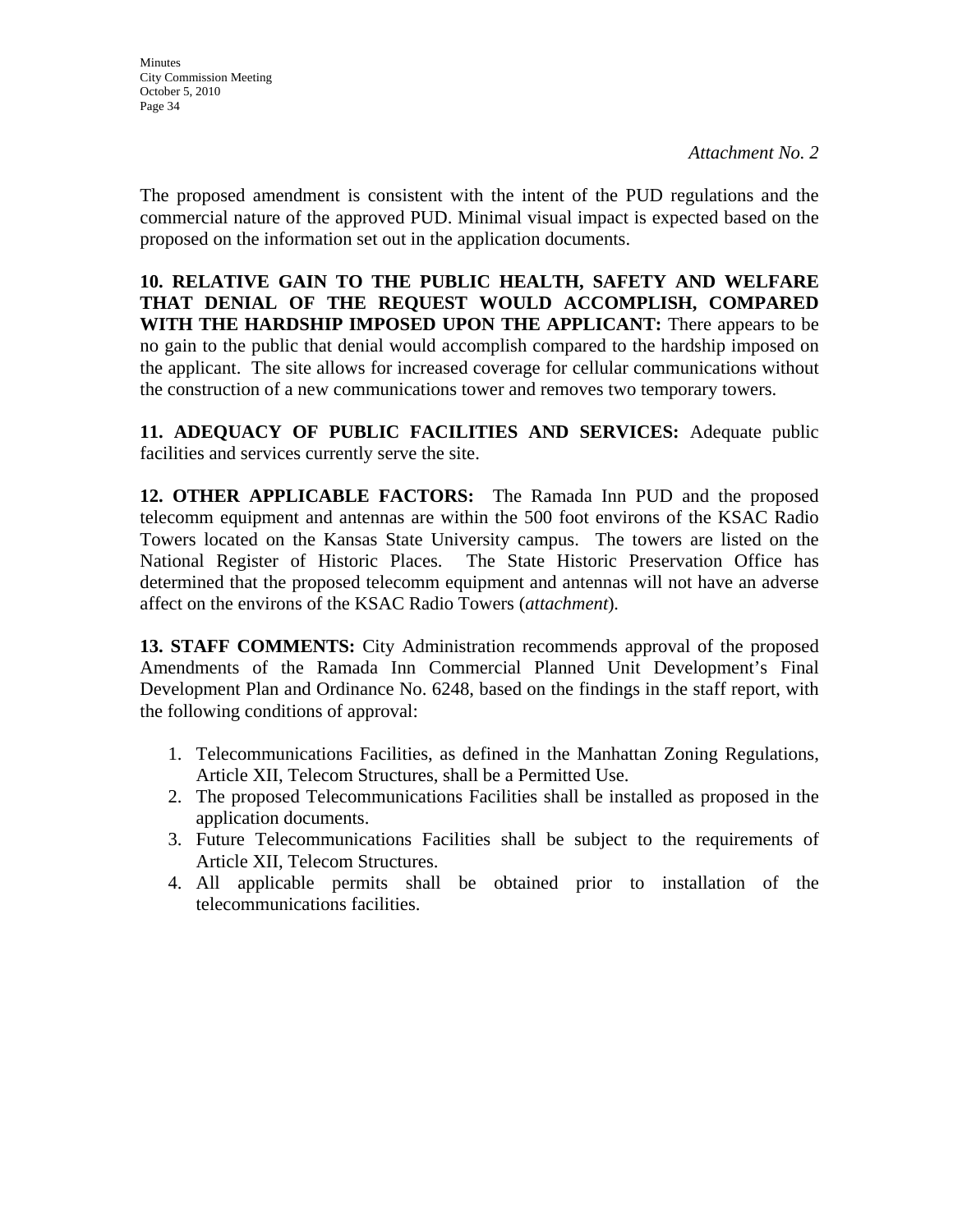*Attachment No. 2*

The proposed amendment is consistent with the intent of the PUD regulations and the commercial nature of the approved PUD. Minimal visual impact is expected based on the proposed on the information set out in the application documents.

**10. RELATIVE GAIN TO THE PUBLIC HEALTH, SAFETY AND WELFARE THAT DENIAL OF THE REQUEST WOULD ACCOMPLISH, COMPARED WITH THE HARDSHIP IMPOSED UPON THE APPLICANT:** There appears to be no gain to the public that denial would accomplish compared to the hardship imposed on the applicant. The site allows for increased coverage for cellular communications without the construction of a new communications tower and removes two temporary towers.

**11. ADEQUACY OF PUBLIC FACILITIES AND SERVICES:** Adequate public facilities and services currently serve the site.

**12. OTHER APPLICABLE FACTORS:** The Ramada Inn PUD and the proposed telecomm equipment and antennas are within the 500 foot environs of the KSAC Radio Towers located on the Kansas State University campus. The towers are listed on the National Register of Historic Places. The State Historic Preservation Office has determined that the proposed telecomm equipment and antennas will not have an adverse affect on the environs of the KSAC Radio Towers (*attachment*).

**13. STAFF COMMENTS:** City Administration recommends approval of the proposed Amendments of the Ramada Inn Commercial Planned Unit Development's Final Development Plan and Ordinance No. 6248, based on the findings in the staff report, with the following conditions of approval:

1. Telecommunications Facilities, as defined in the Manhattan Zoning Regulations, Article XII, Telecom Structures, shall be a Permitted Use.
2. The proposed Telecommunications Facilities shall be installed as proposed in the application documents.
3. Future Telecommunications Facilities shall be subject to the requirements of Article XII, Telecom Structures.
4. All applicable permits shall be obtained prior to installation of the telecommunications facilities.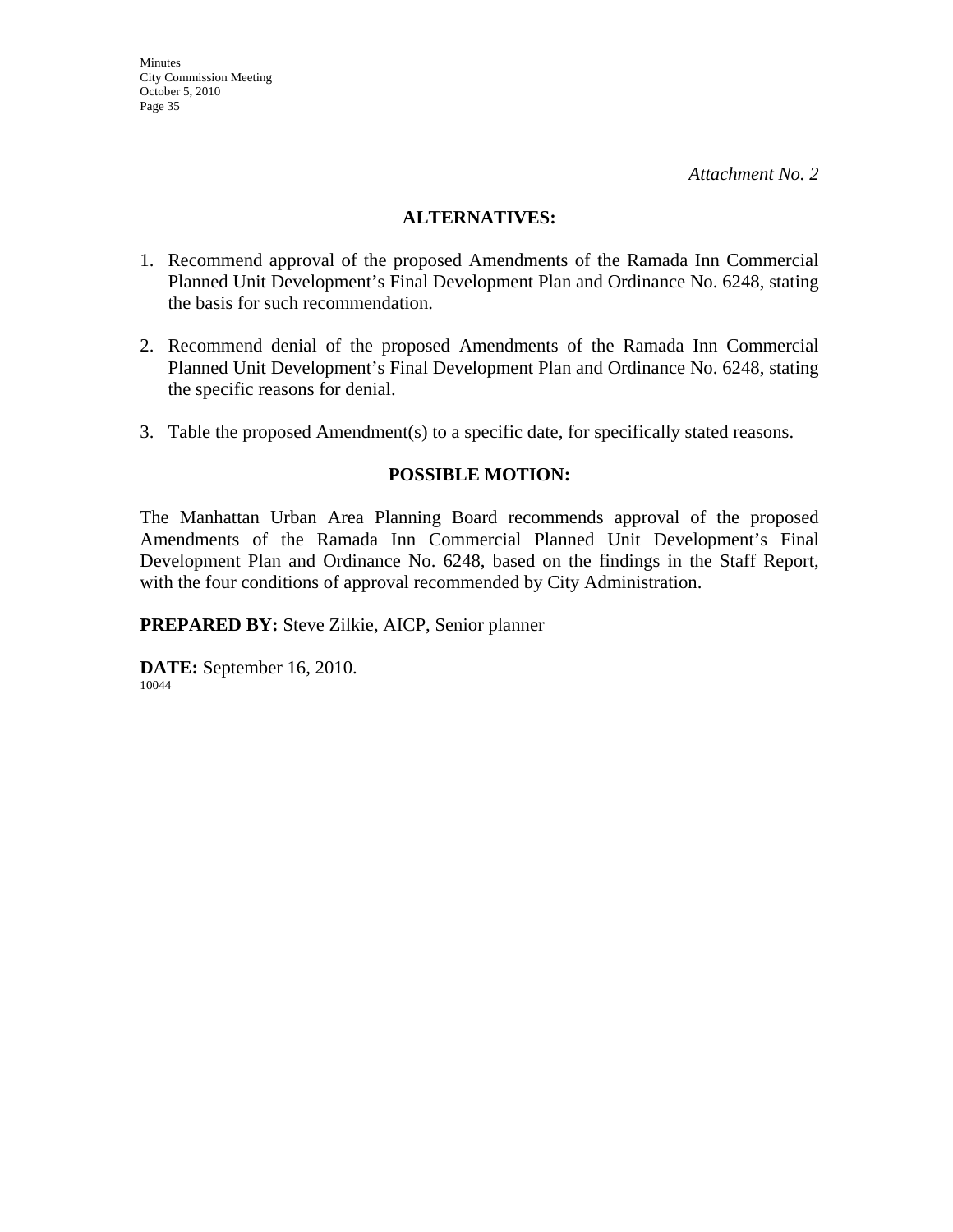*Attachment No. 2*

## ALTERNATIVES:

1. Recommend approval of the proposed Amendments of the Ramada Inn Commercial Planned Unit Development's Final Development Plan and Ordinance No. 6248, stating the basis for such recommendation.

2. Recommend denial of the proposed Amendments of the Ramada Inn Commercial Planned Unit Development's Final Development Plan and Ordinance No. 6248, stating the specific reasons for denial.

3. Table the proposed Amendment(s) to a specific date, for specifically stated reasons.

## POSSIBLE MOTION:

The Manhattan Urban Area Planning Board recommends approval of the proposed Amendments of the Ramada Inn Commercial Planned Unit Development's Final Development Plan and Ordinance No. 6248, based on the findings in the Staff Report, with the four conditions of approval recommended by City Administration.

**PREPARED BY:** Steve Zilkie, AICP, Senior planner

**DATE:** September 16, 2010.

10044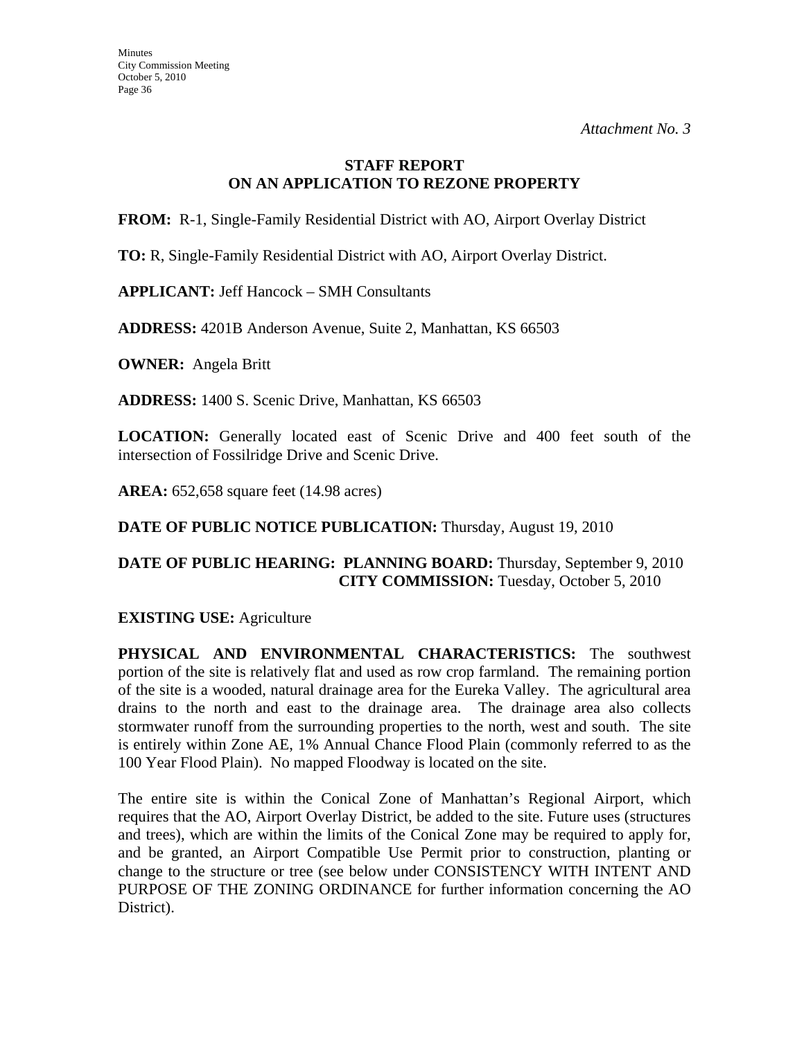*Attachment No. 3*

**STAFF REPORT**
**ON AN APPLICATION TO REZONE PROPERTY**

**FROM:** R-1, Single-Family Residential District with AO, Airport Overlay District

**TO:** R, Single-Family Residential District with AO, Airport Overlay District.

**APPLICANT:** Jeff Hancock – SMH Consultants

**ADDRESS:** 4201B Anderson Avenue, Suite 2, Manhattan, KS 66503

**OWNER:** Angela Britt

**ADDRESS:** 1400 S. Scenic Drive, Manhattan, KS 66503

**LOCATION:** Generally located east of Scenic Drive and 400 feet south of the intersection of Fossilridge Drive and Scenic Drive.

**AREA:** 652,658 square feet (14.98 acres)

**DATE OF PUBLIC NOTICE PUBLICATION:** Thursday, August 19, 2010

**DATE OF PUBLIC HEARING: PLANNING BOARD:** Thursday, September 9, 2010
**CITY COMMISSION:** Tuesday, October 5, 2010

**EXISTING USE:** Agriculture

**PHYSICAL AND ENVIRONMENTAL CHARACTERISTICS:** The southwest portion of the site is relatively flat and used as row crop farmland. The remaining portion of the site is a wooded, natural drainage area for the Eureka Valley. The agricultural area drains to the north and east to the drainage area. The drainage area also collects stormwater runoff from the surrounding properties to the north, west and south. The site is entirely within Zone AE, 1% Annual Chance Flood Plain (commonly referred to as the 100 Year Flood Plain). No mapped Floodway is located on the site.

The entire site is within the Conical Zone of Manhattan's Regional Airport, which requires that the AO, Airport Overlay District, be added to the site. Future uses (structures and trees), which are within the limits of the Conical Zone may be required to apply for, and be granted, an Airport Compatible Use Permit prior to construction, planting or change to the structure or tree (see below under CONSISTENCY WITH INTENT AND PURPOSE OF THE ZONING ORDINANCE for further information concerning the AO District).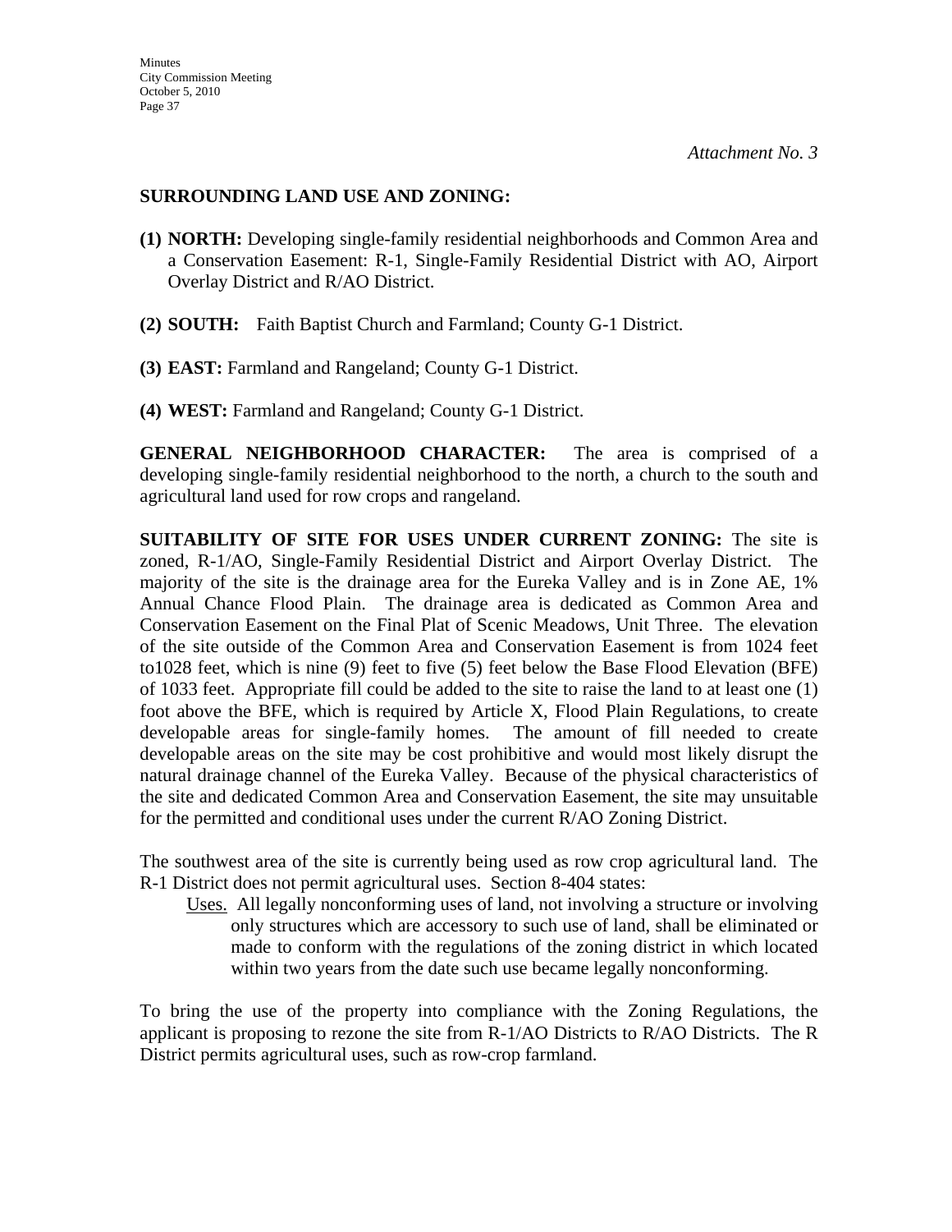*Attachment No. 3*

**SURROUNDING LAND USE AND ZONING:**

**(1) NORTH:** Developing single-family residential neighborhoods and Common Area and a Conservation Easement: R-1, Single-Family Residential District with AO, Airport Overlay District and R/AO District.

**(2) SOUTH:** Faith Baptist Church and Farmland; County G-1 District.

**(3) EAST:** Farmland and Rangeland; County G-1 District.

**(4) WEST:** Farmland and Rangeland; County G-1 District.

**GENERAL NEIGHBORHOOD CHARACTER:** The area is comprised of a developing single-family residential neighborhood to the north, a church to the south and agricultural land used for row crops and rangeland.

**SUITABILITY OF SITE FOR USES UNDER CURRENT ZONING:** The site is zoned, R-1/AO, Single-Family Residential District and Airport Overlay District. The majority of the site is the drainage area for the Eureka Valley and is in Zone AE, 1% Annual Chance Flood Plain. The drainage area is dedicated as Common Area and Conservation Easement on the Final Plat of Scenic Meadows, Unit Three. The elevation of the site outside of the Common Area and Conservation Easement is from 1024 feet to1028 feet, which is nine (9) feet to five (5) feet below the Base Flood Elevation (BFE) of 1033 feet. Appropriate fill could be added to the site to raise the land to at least one (1) foot above the BFE, which is required by Article X, Flood Plain Regulations, to create developable areas for single-family homes. The amount of fill needed to create developable areas on the site may be cost prohibitive and would most likely disrupt the natural drainage channel of the Eureka Valley. Because of the physical characteristics of the site and dedicated Common Area and Conservation Easement, the site may unsuitable for the permitted and conditional uses under the current R/AO Zoning District.

The southwest area of the site is currently being used as row crop agricultural land. The R-1 District does not permit agricultural uses. Section 8-404 states:

> Uses. All legally nonconforming uses of land, not involving a structure or involving only structures which are accessory to such use of land, shall be eliminated or made to conform with the regulations of the zoning district in which located within two years from the date such use became legally nonconforming.

To bring the use of the property into compliance with the Zoning Regulations, the applicant is proposing to rezone the site from R-1/AO Districts to R/AO Districts. The R District permits agricultural uses, such as row-crop farmland.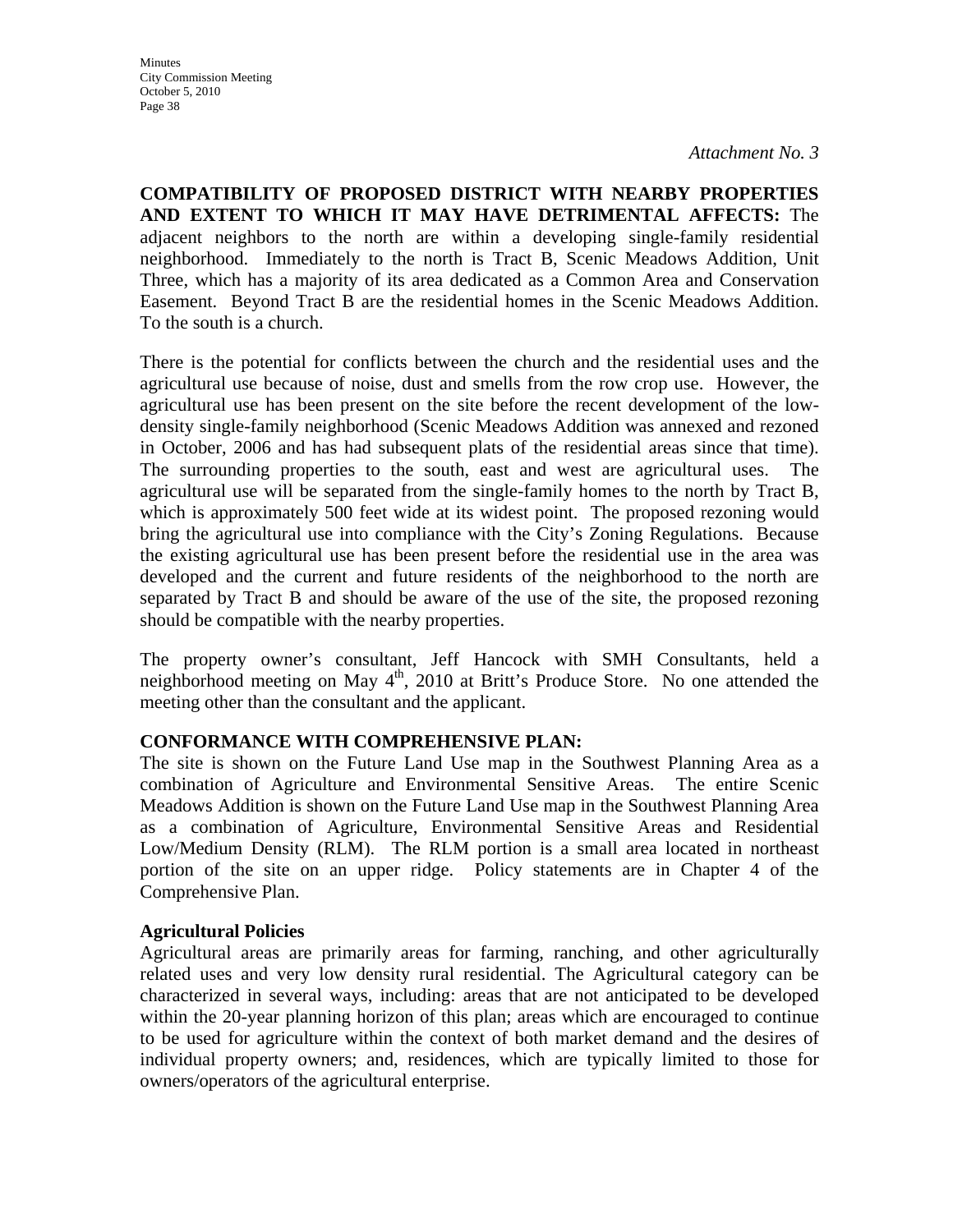*Attachment No. 3*

**COMPATIBILITY OF PROPOSED DISTRICT WITH NEARBY PROPERTIES AND EXTENT TO WHICH IT MAY HAVE DETRIMENTAL AFFECTS:** The adjacent neighbors to the north are within a developing single-family residential neighborhood. Immediately to the north is Tract B, Scenic Meadows Addition, Unit Three, which has a majority of its area dedicated as a Common Area and Conservation Easement. Beyond Tract B are the residential homes in the Scenic Meadows Addition. To the south is a church.

There is the potential for conflicts between the church and the residential uses and the agricultural use because of noise, dust and smells from the row crop use. However, the agricultural use has been present on the site before the recent development of the low-density single-family neighborhood (Scenic Meadows Addition was annexed and rezoned in October, 2006 and has had subsequent plats of the residential areas since that time). The surrounding properties to the south, east and west are agricultural uses. The agricultural use will be separated from the single-family homes to the north by Tract B, which is approximately 500 feet wide at its widest point. The proposed rezoning would bring the agricultural use into compliance with the City's Zoning Regulations. Because the existing agricultural use has been present before the residential use in the area was developed and the current and future residents of the neighborhood to the north are separated by Tract B and should be aware of the use of the site, the proposed rezoning should be compatible with the nearby properties.

The property owner's consultant, Jeff Hancock with SMH Consultants, held a neighborhood meeting on May 4th, 2010 at Britt's Produce Store. No one attended the meeting other than the consultant and the applicant.

**CONFORMANCE WITH COMPREHENSIVE PLAN:**

The site is shown on the Future Land Use map in the Southwest Planning Area as a combination of Agriculture and Environmental Sensitive Areas. The entire Scenic Meadows Addition is shown on the Future Land Use map in the Southwest Planning Area as a combination of Agriculture, Environmental Sensitive Areas and Residential Low/Medium Density (RLM). The RLM portion is a small area located in northeast portion of the site on an upper ridge. Policy statements are in Chapter 4 of the Comprehensive Plan.

**Agricultural Policies**

Agricultural areas are primarily areas for farming, ranching, and other agriculturally related uses and very low density rural residential. The Agricultural category can be characterized in several ways, including: areas that are not anticipated to be developed within the 20-year planning horizon of this plan; areas which are encouraged to continue to be used for agriculture within the context of both market demand and the desires of individual property owners; and, residences, which are typically limited to those for owners/operators of the agricultural enterprise.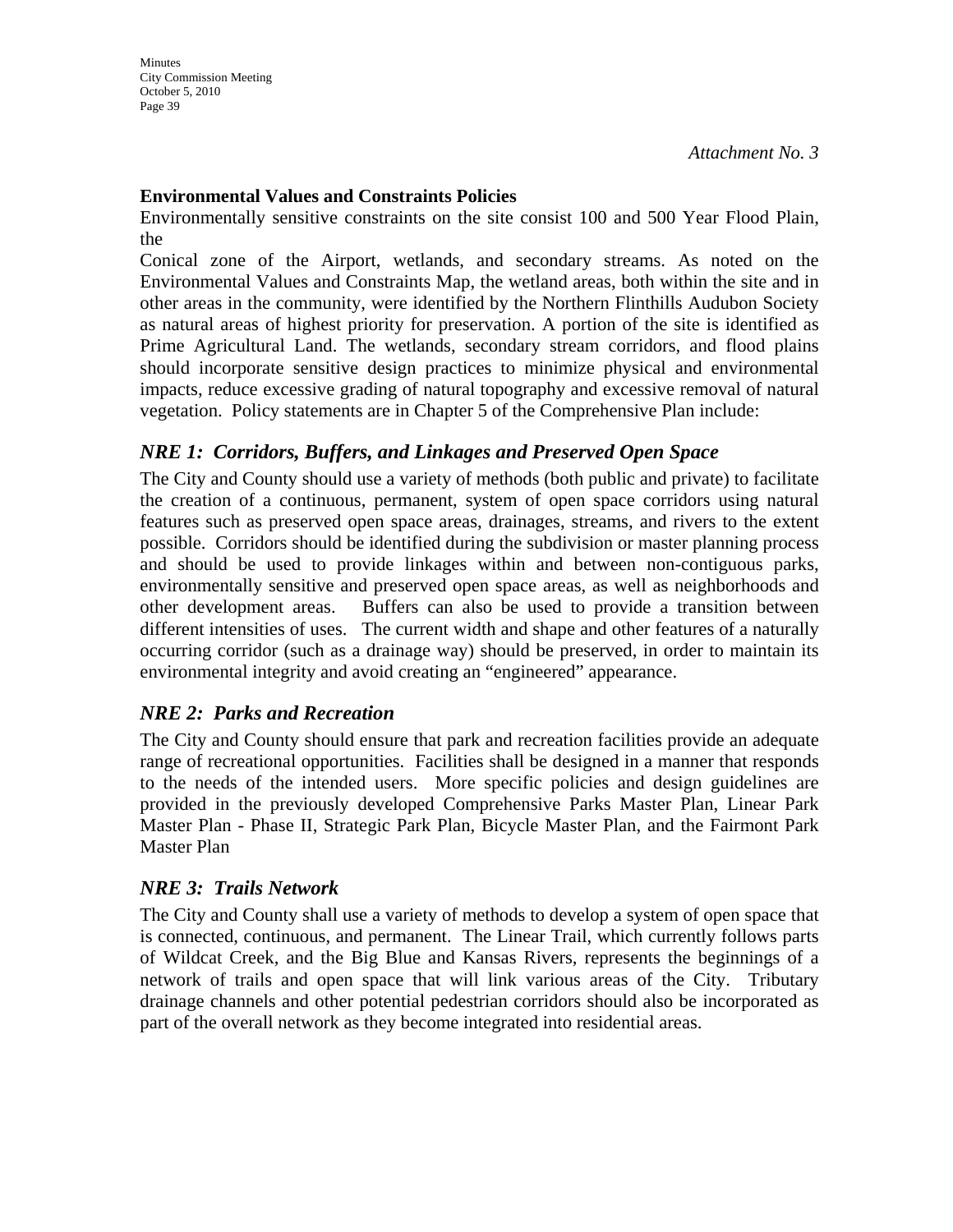*Attachment No. 3*

**Environmental Values and Constraints Policies**

Environmentally sensitive constraints on the site consist 100 and 500 Year Flood Plain, the Conical zone of the Airport, wetlands, and secondary streams. As noted on the Environmental Values and Constraints Map, the wetland areas, both within the site and in other areas in the community, were identified by the Northern Flinthills Audubon Society as natural areas of highest priority for preservation. A portion of the site is identified as Prime Agricultural Land. The wetlands, secondary stream corridors, and flood plains should incorporate sensitive design practices to minimize physical and environmental impacts, reduce excessive grading of natural topography and excessive removal of natural vegetation. Policy statements are in Chapter 5 of the Comprehensive Plan include:

## *NRE 1: Corridors, Buffers, and Linkages and Preserved Open Space*

The City and County should use a variety of methods (both public and private) to facilitate the creation of a continuous, permanent, system of open space corridors using natural features such as preserved open space areas, drainages, streams, and rivers to the extent possible. Corridors should be identified during the subdivision or master planning process and should be used to provide linkages within and between non-contiguous parks, environmentally sensitive and preserved open space areas, as well as neighborhoods and other development areas. Buffers can also be used to provide a transition between different intensities of uses. The current width and shape and other features of a naturally occurring corridor (such as a drainage way) should be preserved, in order to maintain its environmental integrity and avoid creating an "engineered" appearance.

## *NRE 2: Parks and Recreation*

The City and County should ensure that park and recreation facilities provide an adequate range of recreational opportunities. Facilities shall be designed in a manner that responds to the needs of the intended users. More specific policies and design guidelines are provided in the previously developed Comprehensive Parks Master Plan, Linear Park Master Plan - Phase II, Strategic Park Plan, Bicycle Master Plan, and the Fairmont Park Master Plan

## *NRE 3: Trails Network*

The City and County shall use a variety of methods to develop a system of open space that is connected, continuous, and permanent. The Linear Trail, which currently follows parts of Wildcat Creek, and the Big Blue and Kansas Rivers, represents the beginnings of a network of trails and open space that will link various areas of the City. Tributary drainage channels and other potential pedestrian corridors should also be incorporated as part of the overall network as they become integrated into residential areas.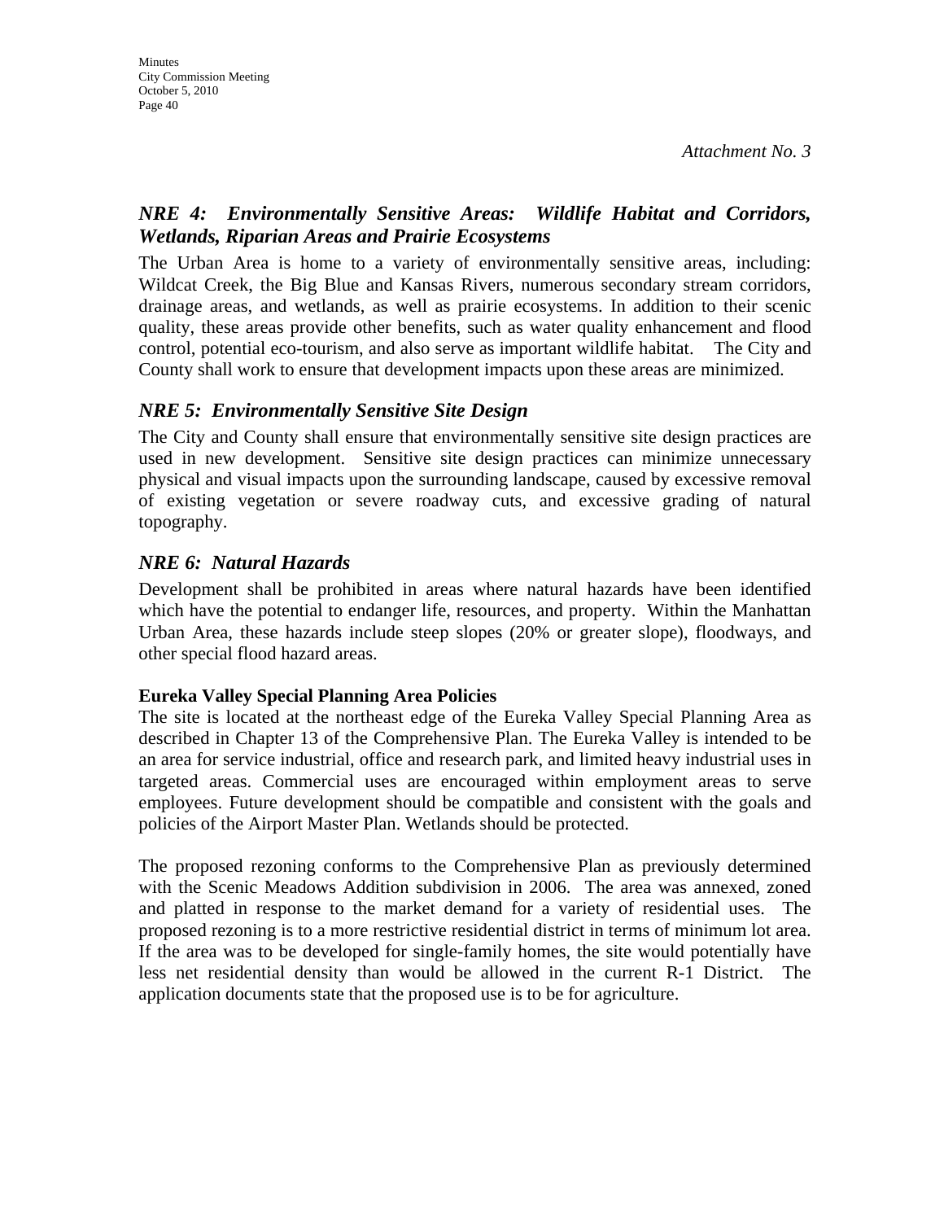*Attachment No. 3*

### *NRE 4: Environmentally Sensitive Areas: Wildlife Habitat and Corridors, Wetlands, Riparian Areas and Prairie Ecosystems*

The Urban Area is home to a variety of environmentally sensitive areas, including: Wildcat Creek, the Big Blue and Kansas Rivers, numerous secondary stream corridors, drainage areas, and wetlands, as well as prairie ecosystems. In addition to their scenic quality, these areas provide other benefits, such as water quality enhancement and flood control, potential eco-tourism, and also serve as important wildlife habitat. The City and County shall work to ensure that development impacts upon these areas are minimized.

### *NRE 5: Environmentally Sensitive Site Design*

The City and County shall ensure that environmentally sensitive site design practices are used in new development. Sensitive site design practices can minimize unnecessary physical and visual impacts upon the surrounding landscape, caused by excessive removal of existing vegetation or severe roadway cuts, and excessive grading of natural topography.

### *NRE 6: Natural Hazards*

Development shall be prohibited in areas where natural hazards have been identified which have the potential to endanger life, resources, and property. Within the Manhattan Urban Area, these hazards include steep slopes (20% or greater slope), floodways, and other special flood hazard areas.

**Eureka Valley Special Planning Area Policies**

The site is located at the northeast edge of the Eureka Valley Special Planning Area as described in Chapter 13 of the Comprehensive Plan. The Eureka Valley is intended to be an area for service industrial, office and research park, and limited heavy industrial uses in targeted areas. Commercial uses are encouraged within employment areas to serve employees. Future development should be compatible and consistent with the goals and policies of the Airport Master Plan. Wetlands should be protected.

The proposed rezoning conforms to the Comprehensive Plan as previously determined with the Scenic Meadows Addition subdivision in 2006. The area was annexed, zoned and platted in response to the market demand for a variety of residential uses. The proposed rezoning is to a more restrictive residential district in terms of minimum lot area. If the area was to be developed for single-family homes, the site would potentially have less net residential density than would be allowed in the current R-1 District. The application documents state that the proposed use is to be for agriculture.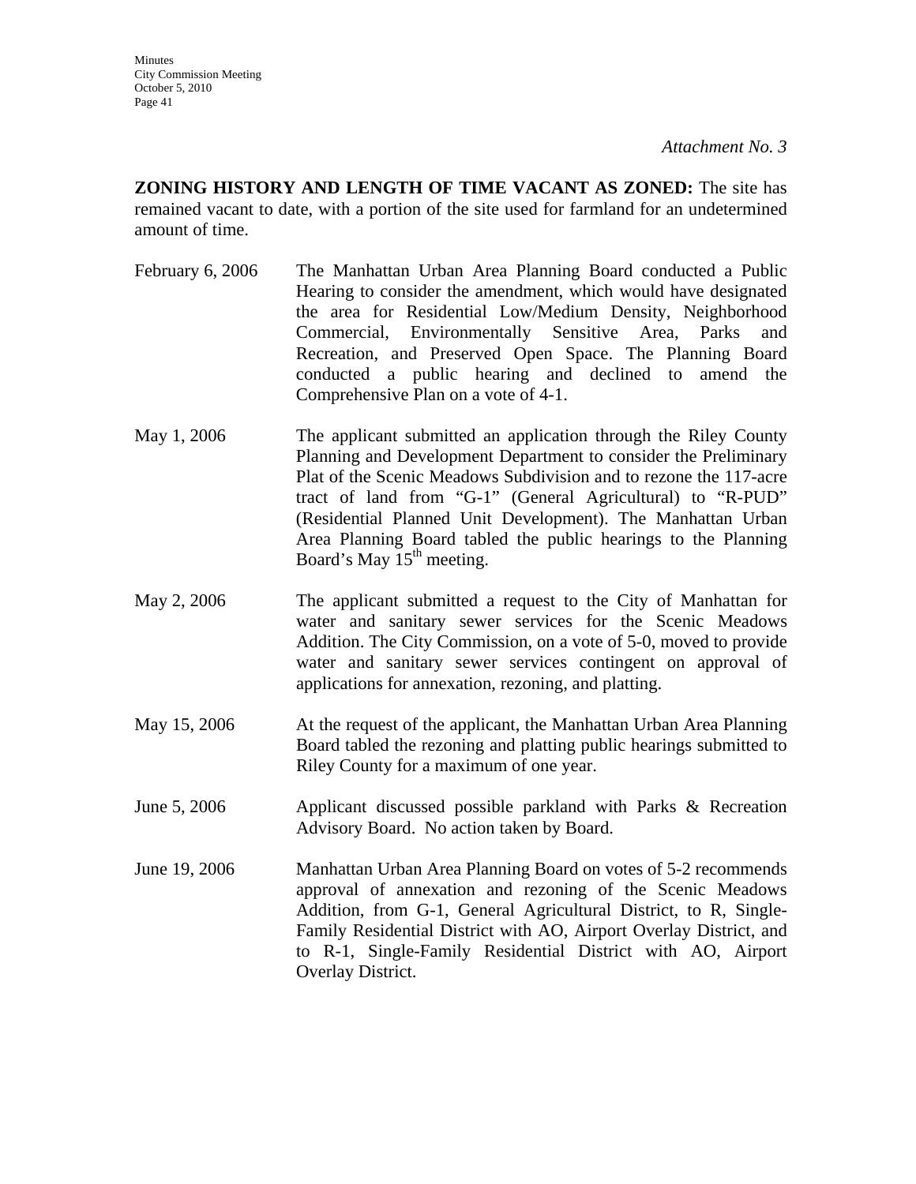*Attachment No. 3*

**ZONING HISTORY AND LENGTH OF TIME VACANT AS ZONED:** The site has remained vacant to date, with a portion of the site used for farmland for an undetermined amount of time.

| | |
|---|---|
| February 6, 2006 | The Manhattan Urban Area Planning Board conducted a Public Hearing to consider the amendment, which would have designated the area for Residential Low/Medium Density, Neighborhood Commercial, Environmentally Sensitive Area, Parks and Recreation, and Preserved Open Space. The Planning Board conducted a public hearing and declined to amend the Comprehensive Plan on a vote of 4-1. |
| May 1, 2006 | The applicant submitted an application through the Riley County Planning and Development Department to consider the Preliminary Plat of the Scenic Meadows Subdivision and to rezone the 117-acre tract of land from "G-1" (General Agricultural) to "R-PUD" (Residential Planned Unit Development). The Manhattan Urban Area Planning Board tabled the public hearings to the Planning Board's May 15th meeting. |
| May 2, 2006 | The applicant submitted a request to the City of Manhattan for water and sanitary sewer services for the Scenic Meadows Addition. The City Commission, on a vote of 5-0, moved to provide water and sanitary sewer services contingent on approval of applications for annexation, rezoning, and platting. |
| May 15, 2006 | At the request of the applicant, the Manhattan Urban Area Planning Board tabled the rezoning and platting public hearings submitted to Riley County for a maximum of one year. |
| June 5, 2006 | Applicant discussed possible parkland with Parks & Recreation Advisory Board. No action taken by Board. |
| June 19, 2006 | Manhattan Urban Area Planning Board on votes of 5-2 recommends approval of annexation and rezoning of the Scenic Meadows Addition, from G-1, General Agricultural District, to R, Single-Family Residential District with AO, Airport Overlay District, and to R-1, Single-Family Residential District with AO, Airport Overlay District. |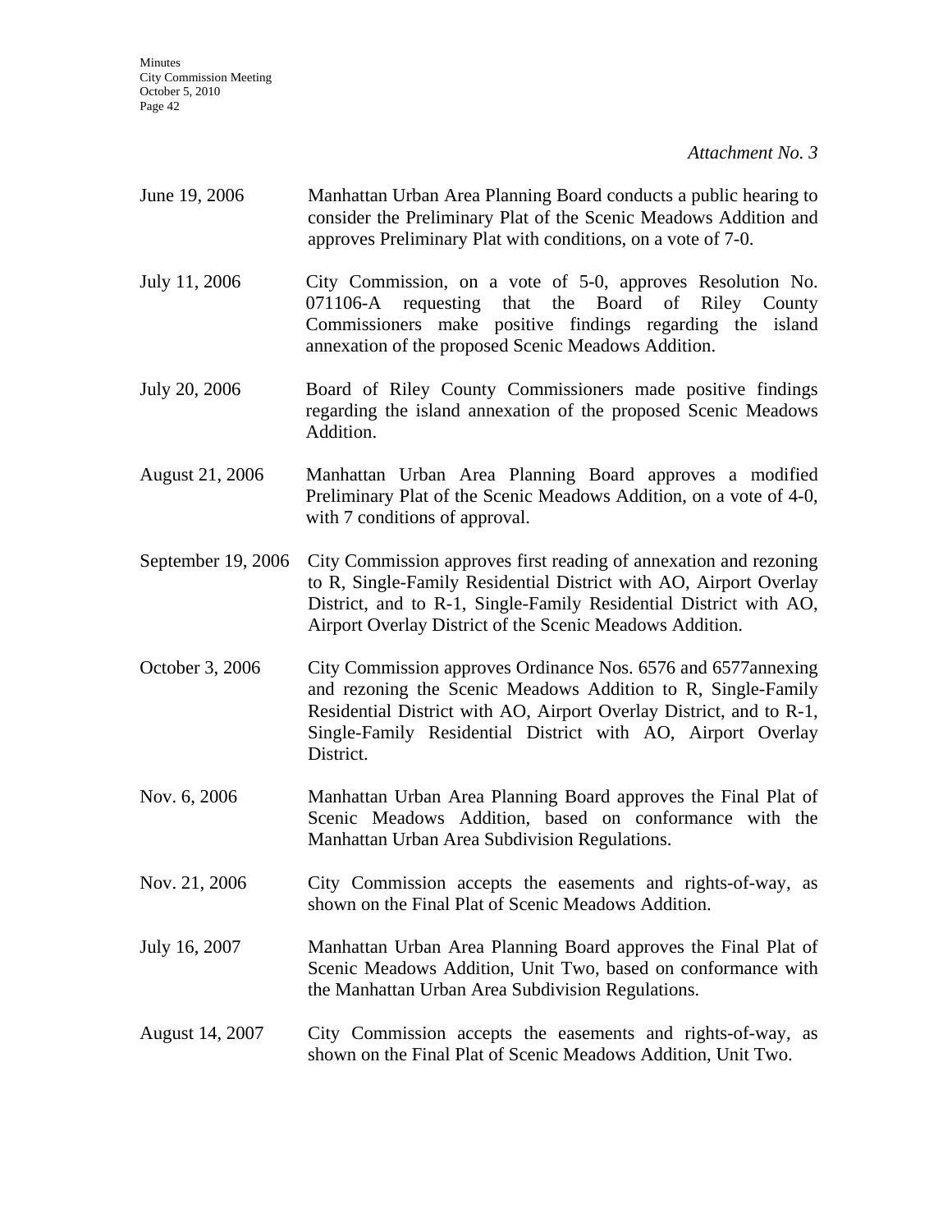*Attachment No. 3*

| | |
|---|---|
| June 19, 2006 | Manhattan Urban Area Planning Board conducts a public hearing to consider the Preliminary Plat of the Scenic Meadows Addition and approves Preliminary Plat with conditions, on a vote of 7-0. |
| July 11, 2006 | City Commission, on a vote of 5-0, approves Resolution No. 071106-A requesting that the Board of Riley County Commissioners make positive findings regarding the island annexation of the proposed Scenic Meadows Addition. |
| July 20, 2006 | Board of Riley County Commissioners made positive findings regarding the island annexation of the proposed Scenic Meadows Addition. |
| August 21, 2006 | Manhattan Urban Area Planning Board approves a modified Preliminary Plat of the Scenic Meadows Addition, on a vote of 4-0, with 7 conditions of approval. |
| September 19, 2006 | City Commission approves first reading of annexation and rezoning to R, Single-Family Residential District with AO, Airport Overlay District, and to R-1, Single-Family Residential District with AO, Airport Overlay District of the Scenic Meadows Addition. |
| October 3, 2006 | City Commission approves Ordinance Nos. 6576 and 6577annexing and rezoning the Scenic Meadows Addition to R, Single-Family Residential District with AO, Airport Overlay District, and to R-1, Single-Family Residential District with AO, Airport Overlay District. |
| Nov. 6, 2006 | Manhattan Urban Area Planning Board approves the Final Plat of Scenic Meadows Addition, based on conformance with the Manhattan Urban Area Subdivision Regulations. |
| Nov. 21, 2006 | City Commission accepts the easements and rights-of-way, as shown on the Final Plat of Scenic Meadows Addition. |
| July 16, 2007 | Manhattan Urban Area Planning Board approves the Final Plat of Scenic Meadows Addition, Unit Two, based on conformance with the Manhattan Urban Area Subdivision Regulations. |
| August 14, 2007 | City Commission accepts the easements and rights-of-way, as shown on the Final Plat of Scenic Meadows Addition, Unit Two. |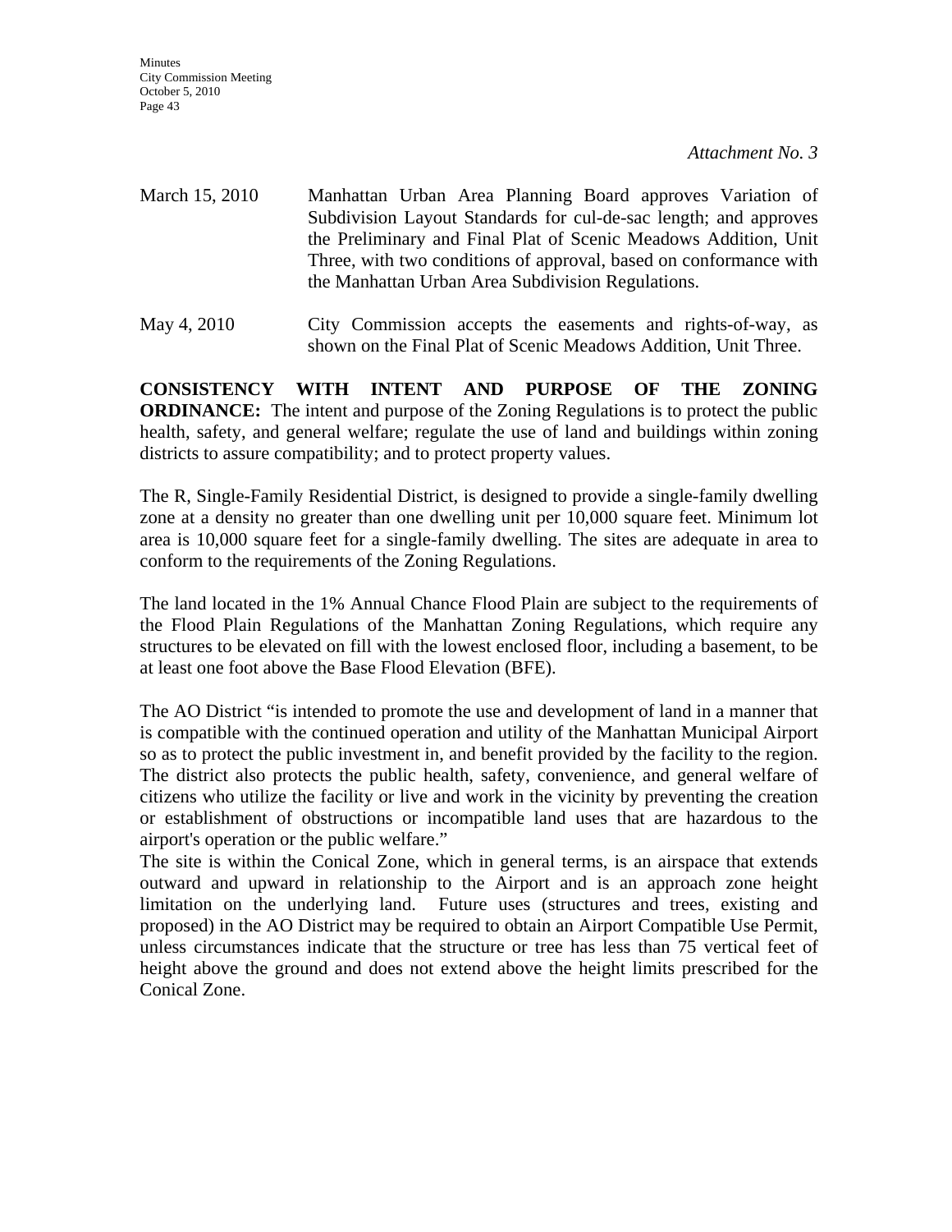*Attachment No. 3*

March 15, 2010 — Manhattan Urban Area Planning Board approves Variation of Subdivision Layout Standards for cul-de-sac length; and approves the Preliminary and Final Plat of Scenic Meadows Addition, Unit Three, with two conditions of approval, based on conformance with the Manhattan Urban Area Subdivision Regulations.

May 4, 2010 — City Commission accepts the easements and rights-of-way, as shown on the Final Plat of Scenic Meadows Addition, Unit Three.

**CONSISTENCY WITH INTENT AND PURPOSE OF THE ZONING ORDINANCE:** The intent and purpose of the Zoning Regulations is to protect the public health, safety, and general welfare; regulate the use of land and buildings within zoning districts to assure compatibility; and to protect property values.

The R, Single-Family Residential District, is designed to provide a single-family dwelling zone at a density no greater than one dwelling unit per 10,000 square feet. Minimum lot area is 10,000 square feet for a single-family dwelling. The sites are adequate in area to conform to the requirements of the Zoning Regulations.

The land located in the 1% Annual Chance Flood Plain are subject to the requirements of the Flood Plain Regulations of the Manhattan Zoning Regulations, which require any structures to be elevated on fill with the lowest enclosed floor, including a basement, to be at least one foot above the Base Flood Elevation (BFE).

The AO District "is intended to promote the use and development of land in a manner that is compatible with the continued operation and utility of the Manhattan Municipal Airport so as to protect the public investment in, and benefit provided by the facility to the region. The district also protects the public health, safety, convenience, and general welfare of citizens who utilize the facility or live and work in the vicinity by preventing the creation or establishment of obstructions or incompatible land uses that are hazardous to the airport's operation or the public welfare."

The site is within the Conical Zone, which in general terms, is an airspace that extends outward and upward in relationship to the Airport and is an approach zone height limitation on the underlying land. Future uses (structures and trees, existing and proposed) in the AO District may be required to obtain an Airport Compatible Use Permit, unless circumstances indicate that the structure or tree has less than 75 vertical feet of height above the ground and does not extend above the height limits prescribed for the Conical Zone.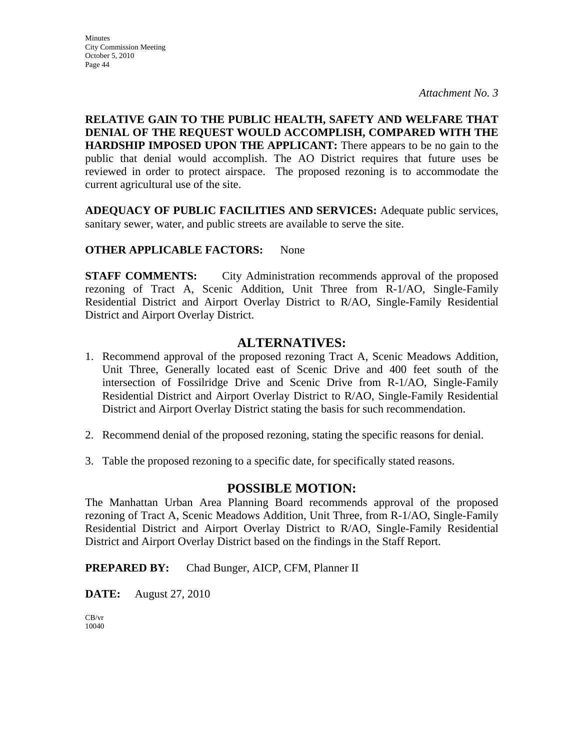*Attachment No. 3*

**RELATIVE GAIN TO THE PUBLIC HEALTH, SAFETY AND WELFARE THAT DENIAL OF THE REQUEST WOULD ACCOMPLISH, COMPARED WITH THE HARDSHIP IMPOSED UPON THE APPLICANT:** There appears to be no gain to the public that denial would accomplish. The AO District requires that future uses be reviewed in order to protect airspace. The proposed rezoning is to accommodate the current agricultural use of the site.

**ADEQUACY OF PUBLIC FACILITIES AND SERVICES:** Adequate public services, sanitary sewer, water, and public streets are available to serve the site.

**OTHER APPLICABLE FACTORS:** None

**STAFF COMMENTS:** City Administration recommends approval of the proposed rezoning of Tract A, Scenic Addition, Unit Three from R-1/AO, Single-Family Residential District and Airport Overlay District to R/AO, Single-Family Residential District and Airport Overlay District.

## ALTERNATIVES:

1. Recommend approval of the proposed rezoning Tract A, Scenic Meadows Addition, Unit Three, Generally located east of Scenic Drive and 400 feet south of the intersection of Fossilridge Drive and Scenic Drive from R-1/AO, Single-Family Residential District and Airport Overlay District to R/AO, Single-Family Residential District and Airport Overlay District stating the basis for such recommendation.

2. Recommend denial of the proposed rezoning, stating the specific reasons for denial.

3. Table the proposed rezoning to a specific date, for specifically stated reasons.

## POSSIBLE MOTION:

The Manhattan Urban Area Planning Board recommends approval of the proposed rezoning of Tract A, Scenic Meadows Addition, Unit Three, from R-1/AO, Single-Family Residential District and Airport Overlay District to R/AO, Single-Family Residential District and Airport Overlay District based on the findings in the Staff Report.

**PREPARED BY:** Chad Bunger, AICP, CFM, Planner II

**DATE:** August 27, 2010

CB/vr
10040